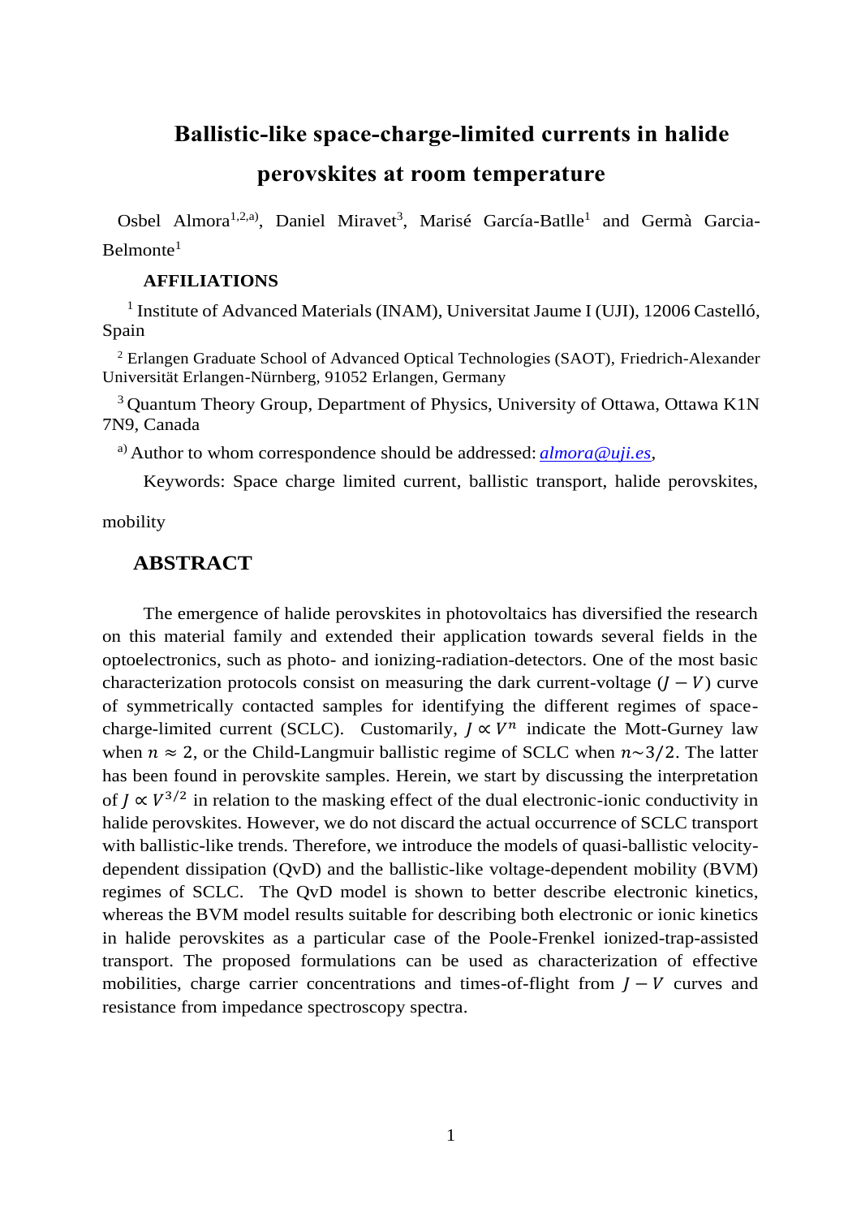# Ballistic-like space-charge-limited currents in halide perovskites at room temperature

Osbel Almora[1,2,a)], Daniel Miravet[3], Marisé García-Batlle[1] and Germà Garcia-Belmonte[1]

### AFFILIATIONS

[1] Institute of Advanced Materials (INAM), Universitat Jaume I (UJI), 12006 Castelló, Spain

[2] Erlangen Graduate School of Advanced Optical Technologies (SAOT), Friedrich-Alexander Universität Erlangen-Nürnberg, 91052 Erlangen, Germany

[3] Quantum Theory Group, Department of Physics, University of Ottawa, Ottawa K1N 7N9, Canada

[a)] Author to whom correspondence should be addressed: *almora@uji.es*,

Keywords: Space charge limited current, ballistic transport, halide perovskites, mobility

## ABSTRACT

The emergence of halide perovskites in photovoltaics has diversified the research on this material family and extended their application towards several fields in the optoelectronics, such as photo- and ionizing-radiation-detectors. One of the most basic characterization protocols consist on measuring the dark current-voltage ($J-V$) curve of symmetrically contacted samples for identifying the different regimes of space-charge-limited current (SCLC). Customarily, $J \propto V^n$ indicate the Mott-Gurney law when $n \approx 2$, or the Child-Langmuir ballistic regime of SCLC when $n \sim 3/2$. The latter has been found in perovskite samples. Herein, we start by discussing the interpretation of $J \propto V^{3/2}$ in relation to the masking effect of the dual electronic-ionic conductivity in halide perovskites. However, we do not discard the actual occurrence of SCLC transport with ballistic-like trends. Therefore, we introduce the models of quasi-ballistic velocity-dependent dissipation (QvD) and the ballistic-like voltage-dependent mobility (BVM) regimes of SCLC. The QvD model is shown to better describe electronic kinetics, whereas the BVM model results suitable for describing both electronic or ionic kinetics in halide perovskites as a particular case of the Poole-Frenkel ionized-trap-assisted transport. The proposed formulations can be used as characterization of effective mobilities, charge carrier concentrations and times-of-flight from $J-V$ curves and resistance from impedance spectroscopy spectra.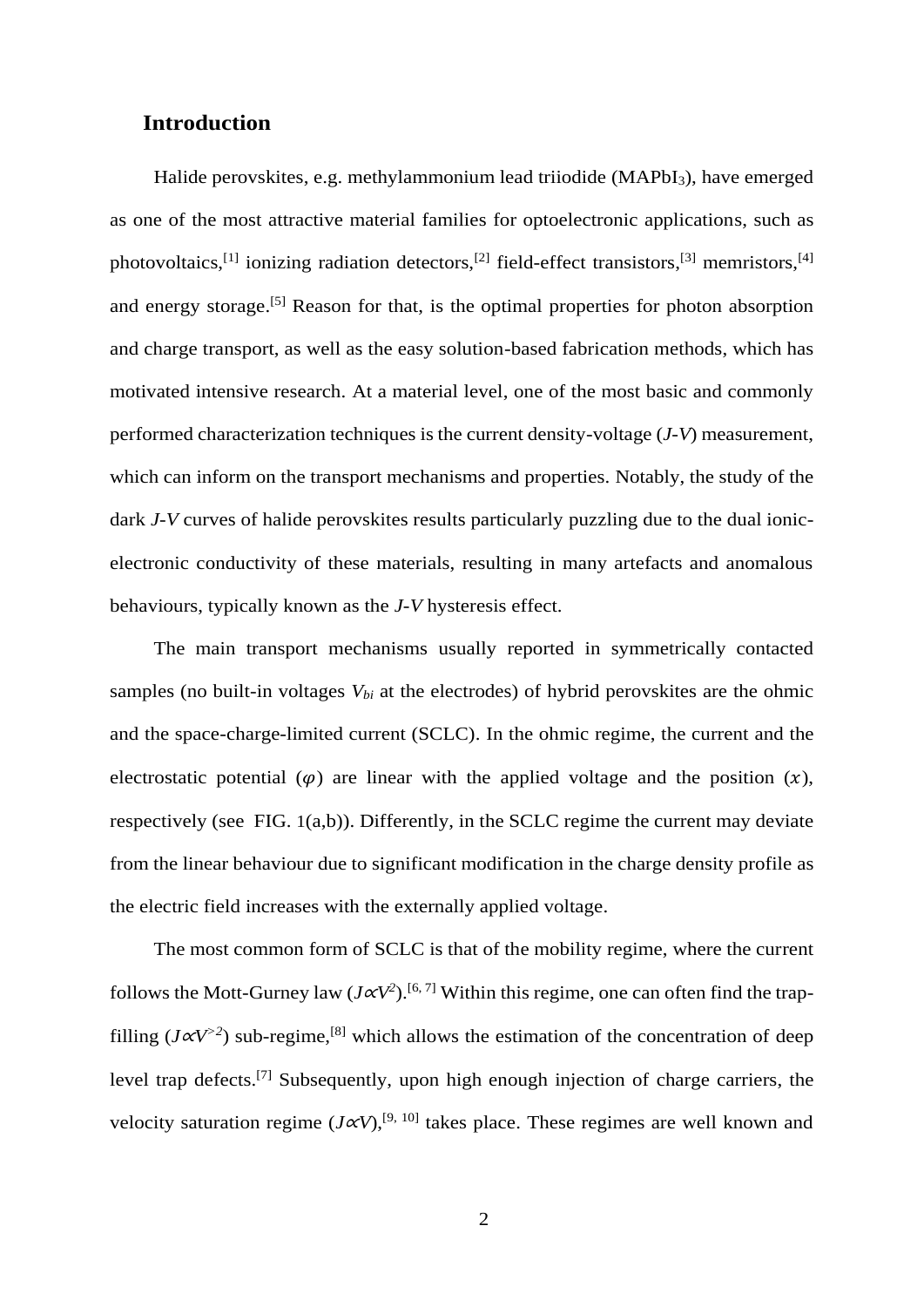## Introduction

Halide perovskites, e.g. methylammonium lead triiodide ($MAPbI_3$), have emerged as one of the most attractive material families for optoelectronic applications, such as photovoltaics,[1] ionizing radiation detectors,[2] field-effect transistors,[3] memristors,[4] and energy storage.[5] Reason for that, is the optimal properties for photon absorption and charge transport, as well as the easy solution-based fabrication methods, which has motivated intensive research. At a material level, one of the most basic and commonly performed characterization techniques is the current density-voltage (*J-V*) measurement, which can inform on the transport mechanisms and properties. Notably, the study of the dark *J-V* curves of halide perovskites results particularly puzzling due to the dual ionic-electronic conductivity of these materials, resulting in many artefacts and anomalous behaviours, typically known as the *J-V* hysteresis effect.

The main transport mechanisms usually reported in symmetrically contacted samples (no built-in voltages $V_{bi}$ at the electrodes) of hybrid perovskites are the ohmic and the space-charge-limited current (SCLC). In the ohmic regime, the current and the electrostatic potential ($\varphi$) are linear with the applied voltage and the position ($x$), respectively (see FIG. 1(a,b)). Differently, in the SCLC regime the current may deviate from the linear behaviour due to significant modification in the charge density profile as the electric field increases with the externally applied voltage.

The most common form of SCLC is that of the mobility regime, where the current follows the Mott-Gurney law ($J \propto V^2$).[6, 7] Within this regime, one can often find the trap-filling ($J \propto V^{>2}$) sub-regime,[8] which allows the estimation of the concentration of deep level trap defects.[7] Subsequently, upon high enough injection of charge carriers, the velocity saturation regime ($J \propto V$),[9, 10] takes place. These regimes are well known and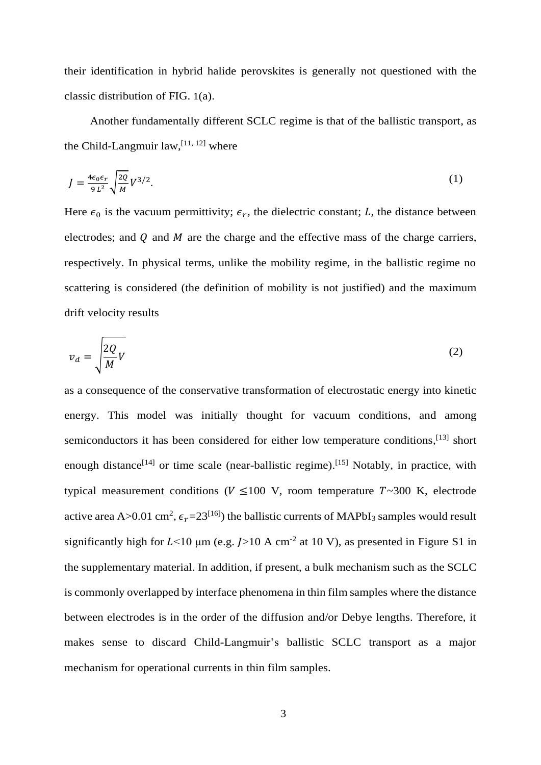their identification in hybrid halide perovskites is generally not questioned with the classic distribution of FIG. 1(a).

Another fundamentally different SCLC regime is that of the ballistic transport, as the Child-Langmuir law,[11, 12] where

$$J = \frac{4\epsilon_0\epsilon_r}{9\,L^2}\sqrt{\frac{2Q}{M}}V^{3/2}. \tag{1}$$

Here $\epsilon_0$ is the vacuum permittivity; $\epsilon_r$, the dielectric constant; $L$, the distance between electrodes; and $Q$ and $M$ are the charge and the effective mass of the charge carriers, respectively. In physical terms, unlike the mobility regime, in the ballistic regime no scattering is considered (the definition of mobility is not justified) and the maximum drift velocity results

$$v_d = \sqrt{\frac{2Q}{M}V} \tag{2}$$

as a consequence of the conservative transformation of electrostatic energy into kinetic energy. This model was initially thought for vacuum conditions, and among semiconductors it has been considered for either low temperature conditions,[13] short enough distance[14] or time scale (near-ballistic regime).[15] Notably, in practice, with typical measurement conditions ($V \leq 100$ V, room temperature $T$~300 K, electrode active area A>0.01 cm$^2$, $\epsilon_r$=23[16]) the ballistic currents of $MAPbI_3$ samples would result significantly high for $L$<10 μm (e.g. $J$>10 A cm$^{-2}$ at 10 V), as presented in Figure S1 in the supplementary material. In addition, if present, a bulk mechanism such as the SCLC is commonly overlapped by interface phenomena in thin film samples where the distance between electrodes is in the order of the diffusion and/or Debye lengths. Therefore, it makes sense to discard Child-Langmuir's ballistic SCLC transport as a major mechanism for operational currents in thin film samples.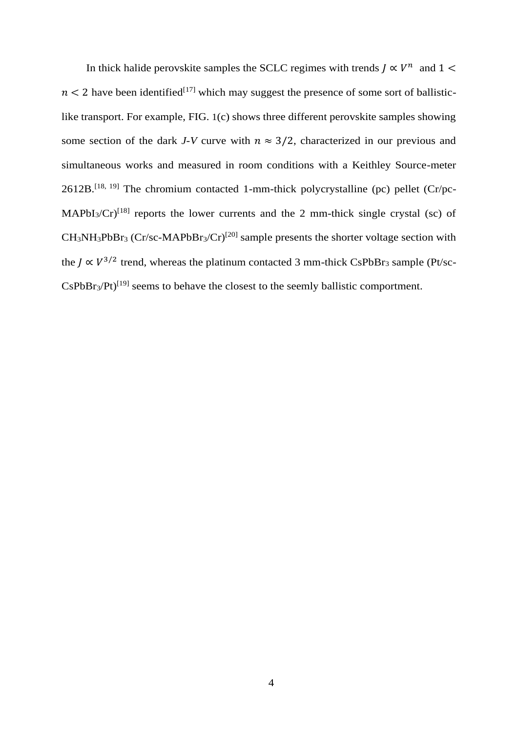In thick halide perovskite samples the SCLC regimes with trends $J \propto V^n$ and $1 < n < 2$ have been identified[17] which may suggest the presence of some sort of ballistic-like transport. For example, FIG. 1(c) shows three different perovskite samples showing some section of the dark *J*-*V* curve with $n \approx 3/2$, characterized in our previous and simultaneous works and measured in room conditions with a Keithley Source-meter 2612B.[18, 19] The chromium contacted 1-mm-thick polycrystalline (pc) pellet (Cr/pc-$MAPbI_3$/Cr)[18] reports the lower currents and the 2 mm-thick single crystal (sc) of $CH_3NH_3PbBr_3$ (Cr/sc-$MAPbBr_3$/Cr)[20] sample presents the shorter voltage section with the $J \propto V^{3/2}$ trend, whereas the platinum contacted 3 mm-thick $CsPbBr_3$ sample (Pt/sc-$CsPbBr_3$/Pt)[19] seems to behave the closest to the seemly ballistic comportment.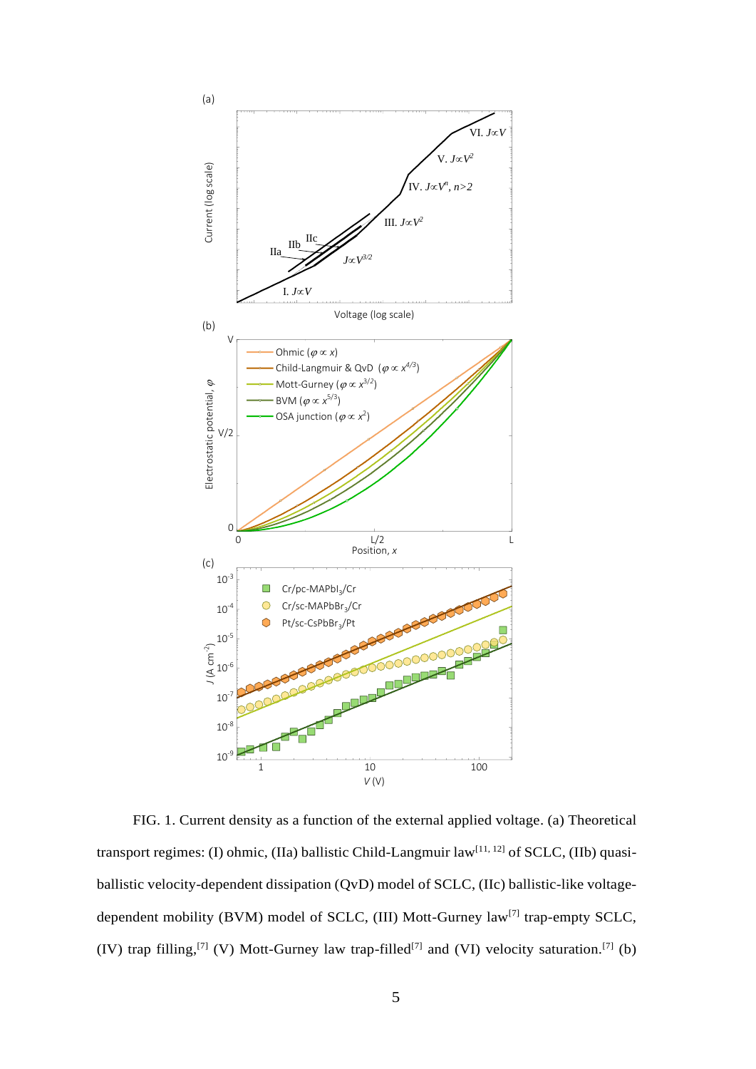FIG. 1. Current density as a function of the external applied voltage. (a) Theoretical transport regimes: (I) ohmic, (IIa) ballistic Child-Langmuir law[11, 12] of SCLC, (IIb) quasi-ballistic velocity-dependent dissipation (QvD) model of SCLC, (IIc) ballistic-like voltage-dependent mobility (BVM) model of SCLC, (III) Mott-Gurney law[7] trap-empty SCLC, (IV) trap filling,[7] (V) Mott-Gurney law trap-filled[7] and (VI) velocity saturation.[7] (b)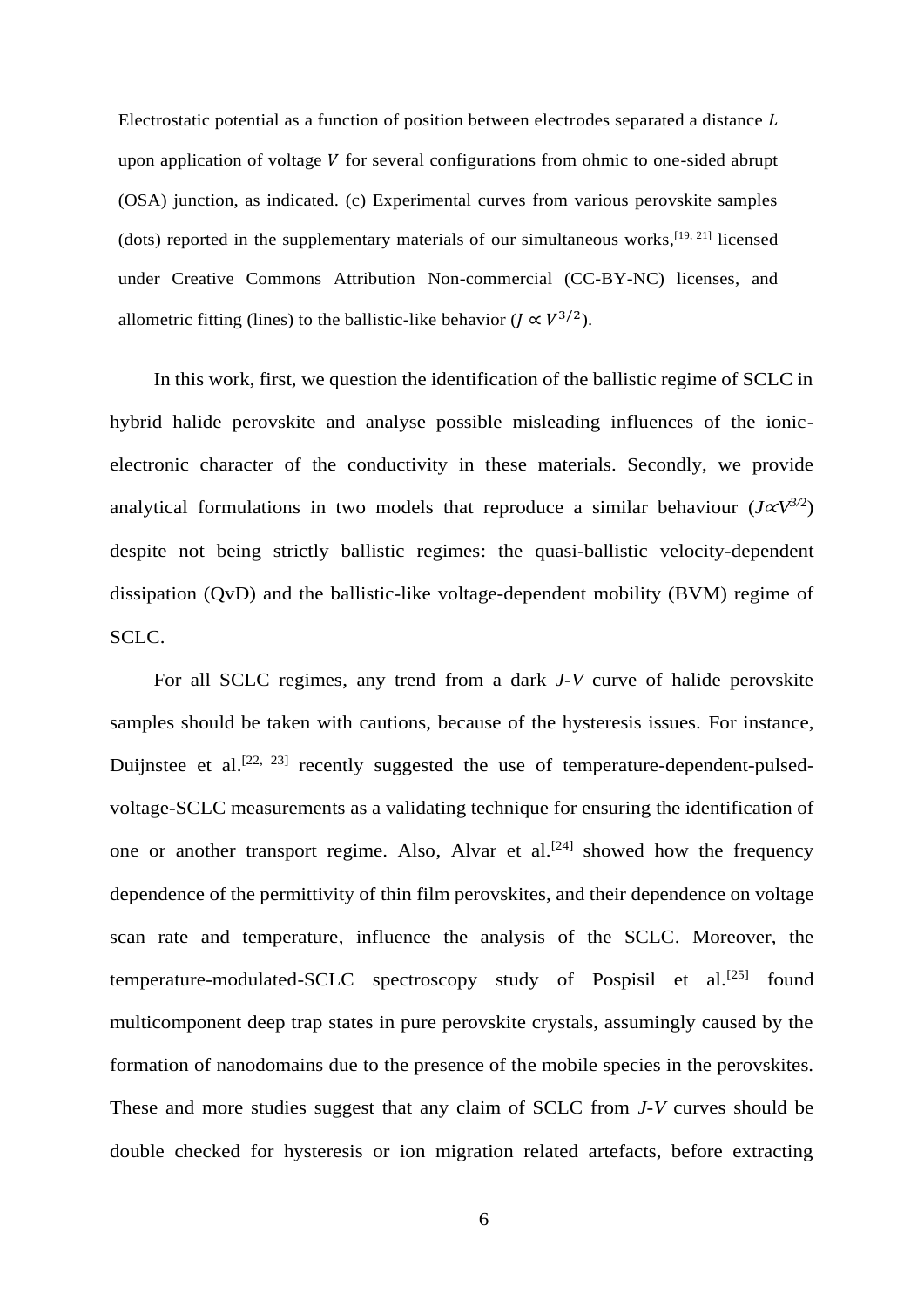Electrostatic potential as a function of position between electrodes separated a distance $L$ upon application of voltage $V$ for several configurations from ohmic to one-sided abrupt (OSA) junction, as indicated. (c) Experimental curves from various perovskite samples (dots) reported in the supplementary materials of our simultaneous works,[19, 21] licensed under Creative Commons Attribution Non-commercial (CC-BY-NC) licenses, and allometric fitting (lines) to the ballistic-like behavior ($J \propto V^{3/2}$).

In this work, first, we question the identification of the ballistic regime of SCLC in hybrid halide perovskite and analyse possible misleading influences of the ionic-electronic character of the conductivity in these materials. Secondly, we provide analytical formulations in two models that reproduce a similar behaviour ($J \propto V^{3/2}$) despite not being strictly ballistic regimes: the quasi-ballistic velocity-dependent dissipation (QvD) and the ballistic-like voltage-dependent mobility (BVM) regime of SCLC.

For all SCLC regimes, any trend from a dark *J-V* curve of halide perovskite samples should be taken with cautions, because of the hysteresis issues. For instance, Duijnstee et al.[22, 23] recently suggested the use of temperature-dependent-pulsed-voltage-SCLC measurements as a validating technique for ensuring the identification of one or another transport regime. Also, Alvar et al.[24] showed how the frequency dependence of the permittivity of thin film perovskites, and their dependence on voltage scan rate and temperature, influence the analysis of the SCLC. Moreover, the temperature-modulated-SCLC spectroscopy study of Pospisil et al.[25] found multicomponent deep trap states in pure perovskite crystals, assumingly caused by the formation of nanodomains due to the presence of the mobile species in the perovskites. These and more studies suggest that any claim of SCLC from *J-V* curves should be double checked for hysteresis or ion migration related artefacts, before extracting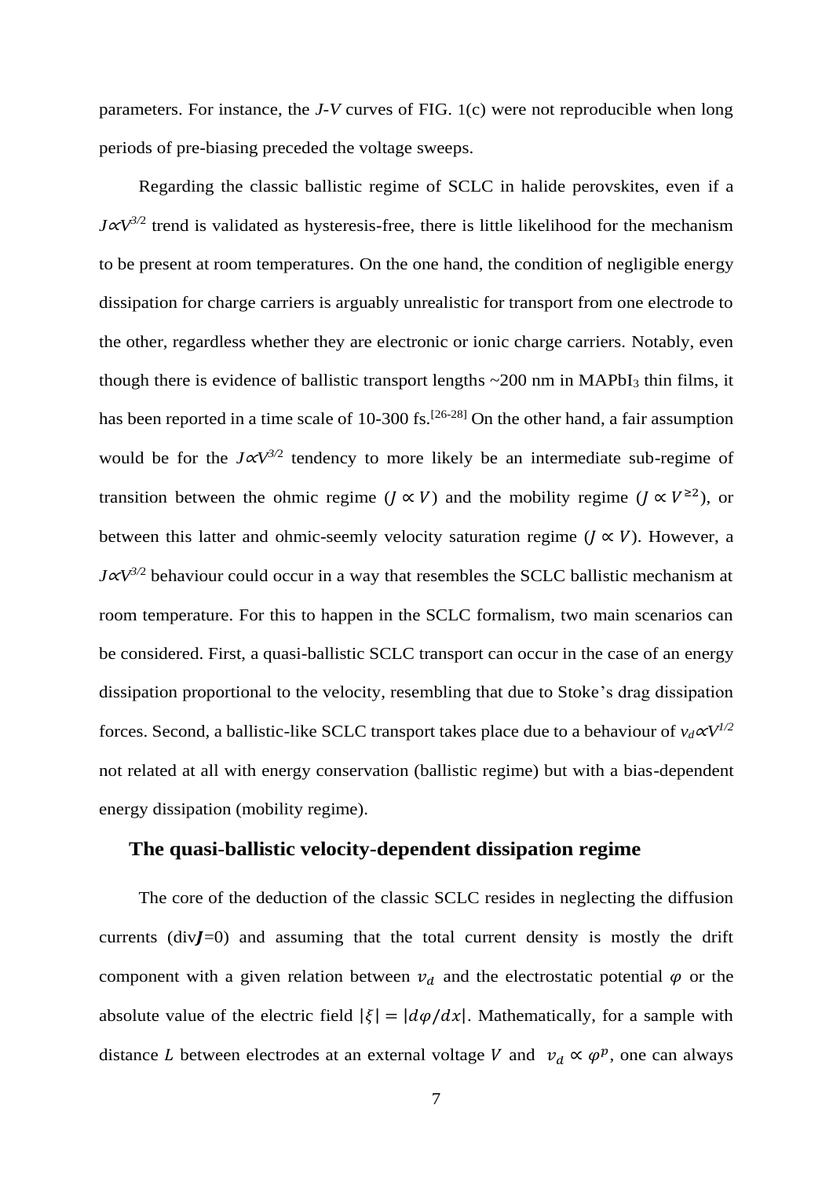parameters. For instance, the *J-V* curves of FIG. 1(c) were not reproducible when long periods of pre-biasing preceded the voltage sweeps.

Regarding the classic ballistic regime of SCLC in halide perovskites, even if a $J\propto V^{3/2}$ trend is validated as hysteresis-free, there is little likelihood for the mechanism to be present at room temperatures. On the one hand, the condition of negligible energy dissipation for charge carriers is arguably unrealistic for transport from one electrode to the other, regardless whether they are electronic or ionic charge carriers. Notably, even though there is evidence of ballistic transport lengths ~200 nm in $MAPbI_3$ thin films, it has been reported in a time scale of 10-300 fs.[26-28] On the other hand, a fair assumption would be for the $J\propto V^{3/2}$ tendency to more likely be an intermediate sub-regime of transition between the ohmic regime ($J \propto V$) and the mobility regime ($J \propto V^{\geq 2}$), or between this latter and ohmic-seemly velocity saturation regime ($J \propto V$). However, a $J\propto V^{3/2}$ behaviour could occur in a way that resembles the SCLC ballistic mechanism at room temperature. For this to happen in the SCLC formalism, two main scenarios can be considered. First, a quasi-ballistic SCLC transport can occur in the case of an energy dissipation proportional to the velocity, resembling that due to Stoke's drag dissipation forces. Second, a ballistic-like SCLC transport takes place due to a behaviour of $v_d\propto V^{1/2}$ not related at all with energy conservation (ballistic regime) but with a bias-dependent energy dissipation (mobility regime).

## The quasi-ballistic velocity-dependent dissipation regime

The core of the deduction of the classic SCLC resides in neglecting the diffusion currents (div$\boldsymbol{J}$=0) and assuming that the total current density is mostly the drift component with a given relation between $v_d$ and the electrostatic potential $\varphi$ or the absolute value of the electric field $|\xi| = |d\varphi/dx|$. Mathematically, for a sample with distance $L$ between electrodes at an external voltage $V$ and $v_d \propto \varphi^p$, one can always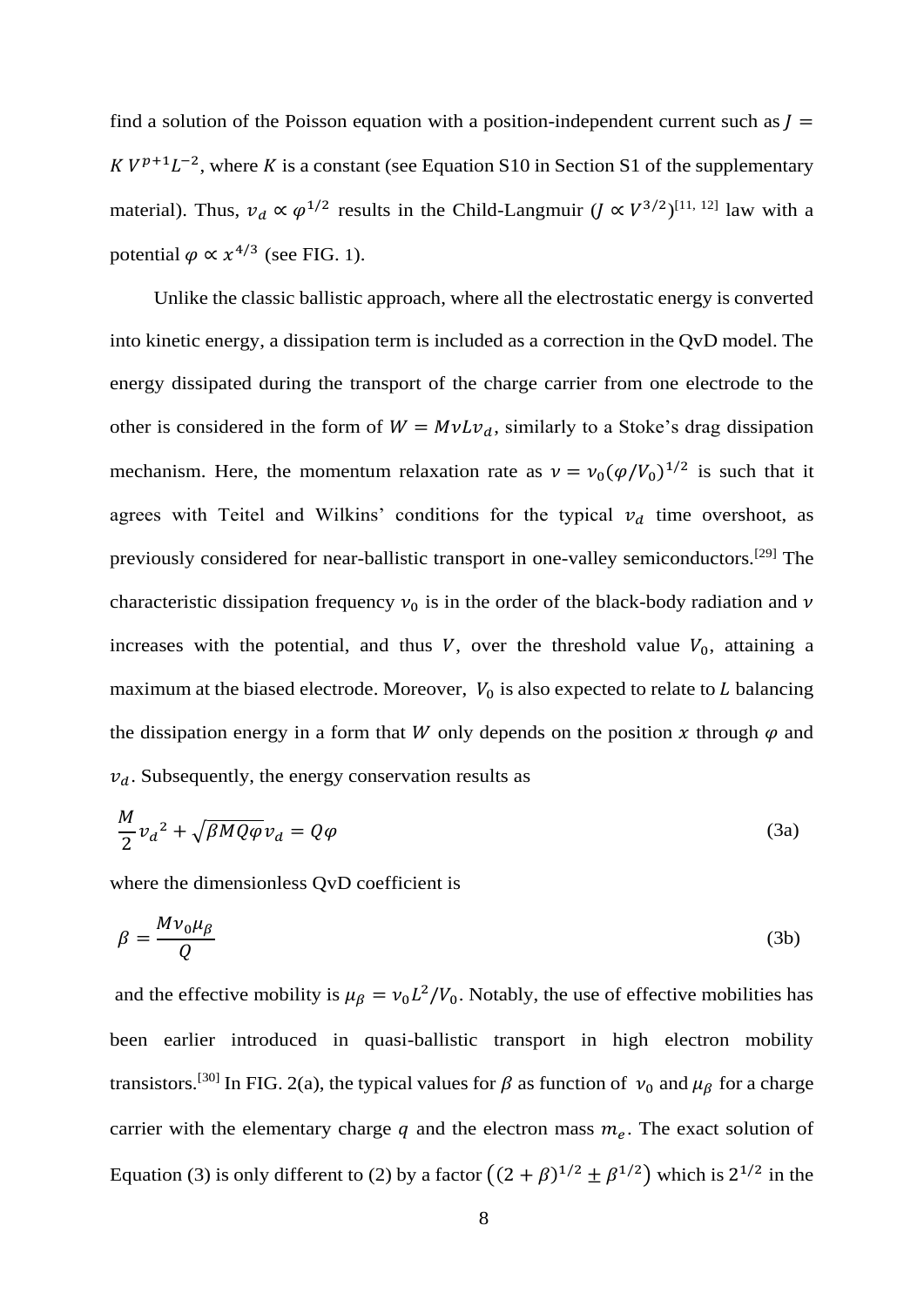find a solution of the Poisson equation with a position-independent current such as $J = K\,V^{p+1}L^{-2}$, where $K$ is a constant (see Equation S10 in Section S1 of the supplementary material). Thus, $v_d \propto \varphi^{1/2}$ results in the Child-Langmuir ($J \propto V^{3/2}$)[11, 12] law with a potential $\varphi \propto x^{4/3}$ (see FIG. 1).

Unlike the classic ballistic approach, where all the electrostatic energy is converted into kinetic energy, a dissipation term is included as a correction in the QvD model. The energy dissipated during the transport of the charge carrier from one electrode to the other is considered in the form of $W = M\nu L v_d$, similarly to a Stoke's drag dissipation mechanism. Here, the momentum relaxation rate as $\nu = \nu_0(\varphi/V_0)^{1/2}$ is such that it agrees with Teitel and Wilkins' conditions for the typical $v_d$ time overshoot, as previously considered for near-ballistic transport in one-valley semiconductors.[29] The characteristic dissipation frequency $\nu_0$ is in the order of the black-body radiation and $\nu$ increases with the potential, and thus $V$, over the threshold value $V_0$, attaining a maximum at the biased electrode. Moreover, $V_0$ is also expected to relate to $L$ balancing the dissipation energy in a form that $W$ only depends on the position $x$ through $\varphi$ and $v_d$. Subsequently, the energy conservation results as

$$\frac{M}{2}{v_d}^2 + \sqrt{\beta M Q \varphi}\, v_d = Q\varphi \tag{3a}$$

where the dimensionless QvD coefficient is

$$\beta = \frac{M\nu_0\mu_\beta}{Q} \tag{3b}$$

and the effective mobility is $\mu_\beta = \nu_0 L^2/V_0$. Notably, the use of effective mobilities has been earlier introduced in quasi-ballistic transport in high electron mobility transistors.[30] In FIG. 2(a), the typical values for $\beta$ as function of $\nu_0$ and $\mu_\beta$ for a charge carrier with the elementary charge $q$ and the electron mass $m_e$. The exact solution of Equation (3) is only different to (2) by a factor $\left((2+\beta)^{1/2} \pm \beta^{1/2}\right)$ which is $2^{1/2}$ in the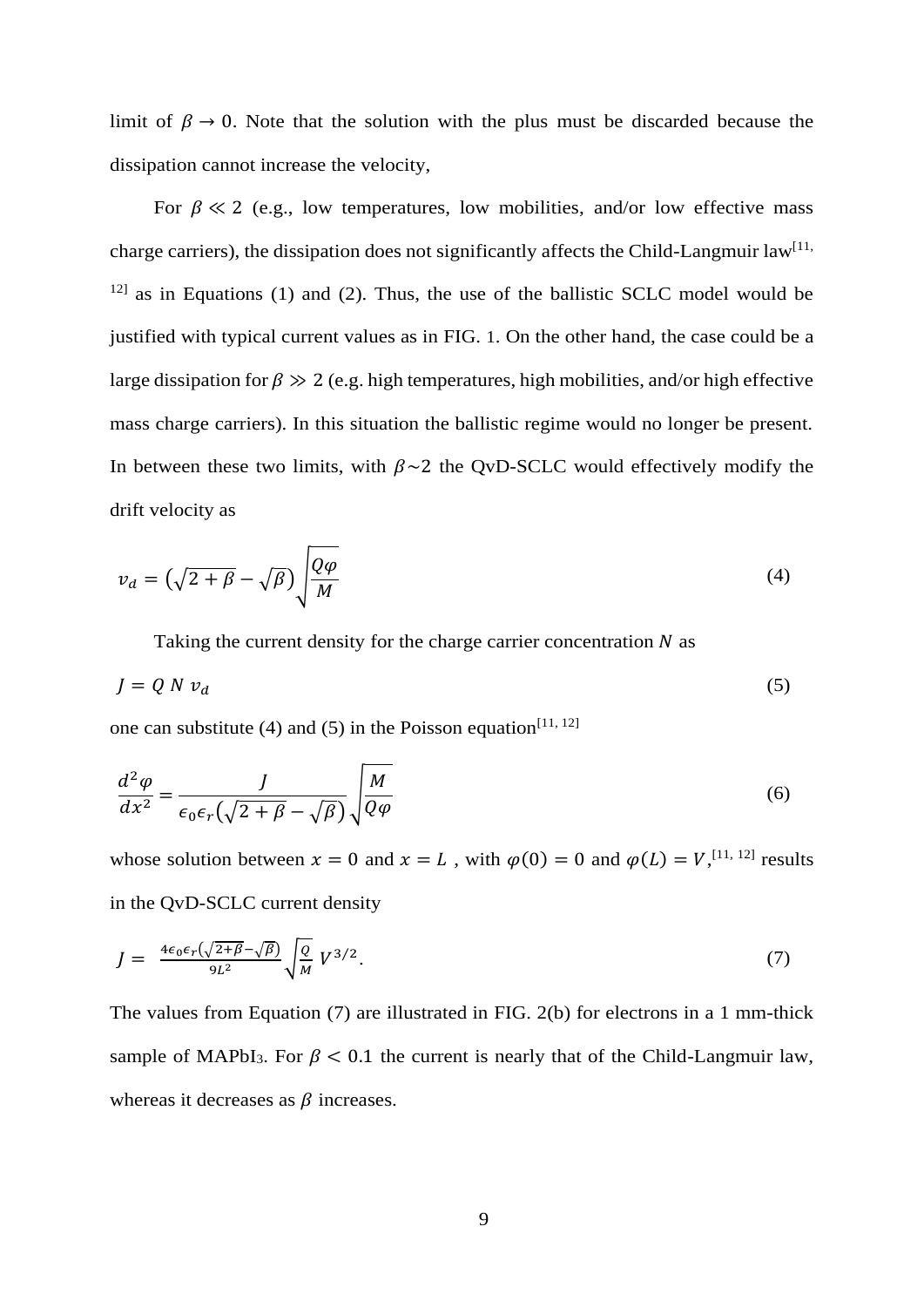limit of $\beta \to 0$. Note that the solution with the plus must be discarded because the dissipation cannot increase the velocity,

For $\beta \ll 2$ (e.g., low temperatures, low mobilities, and/or low effective mass charge carriers), the dissipation does not significantly affects the Child-Langmuir law[11, 12] as in Equations (1) and (2). Thus, the use of the ballistic SCLC model would be justified with typical current values as in FIG. 1. On the other hand, the case could be a large dissipation for $\beta \gg 2$ (e.g. high temperatures, high mobilities, and/or high effective mass charge carriers). In this situation the ballistic regime would no longer be present. In between these two limits, with $\beta \sim 2$ the QvD-SCLC would effectively modify the drift velocity as

$$v_d = \left(\sqrt{2+\beta} - \sqrt{\beta}\right)\sqrt{\frac{Q\varphi}{M}} \tag{4}$$

Taking the current density for the charge carrier concentration $N$ as

$$J = Q\ N\ v_d \tag{5}$$

one can substitute (4) and (5) in the Poisson equation[11, 12]

$$\frac{d^2\varphi}{dx^2} = \frac{J}{\epsilon_0\epsilon_r\left(\sqrt{2+\beta} - \sqrt{\beta}\right)}\sqrt{\frac{M}{Q\varphi}} \tag{6}$$

whose solution between $x = 0$ and $x = L$ , with $\varphi(0) = 0$ and $\varphi(L) = V$,[11, 12] results in the QvD-SCLC current density

$$J = \frac{4\epsilon_0\epsilon_r\left(\sqrt{2+\beta} - \sqrt{\beta}\right)}{9L^2}\sqrt{\frac{Q}{M}}\ V^{3/2}. \tag{7}$$

The values from Equation (7) are illustrated in FIG. 2(b) for electrons in a 1 mm-thick sample of $MAPbI_3$. For $\beta < 0.1$ the current is nearly that of the Child-Langmuir law, whereas it decreases as $\beta$ increases.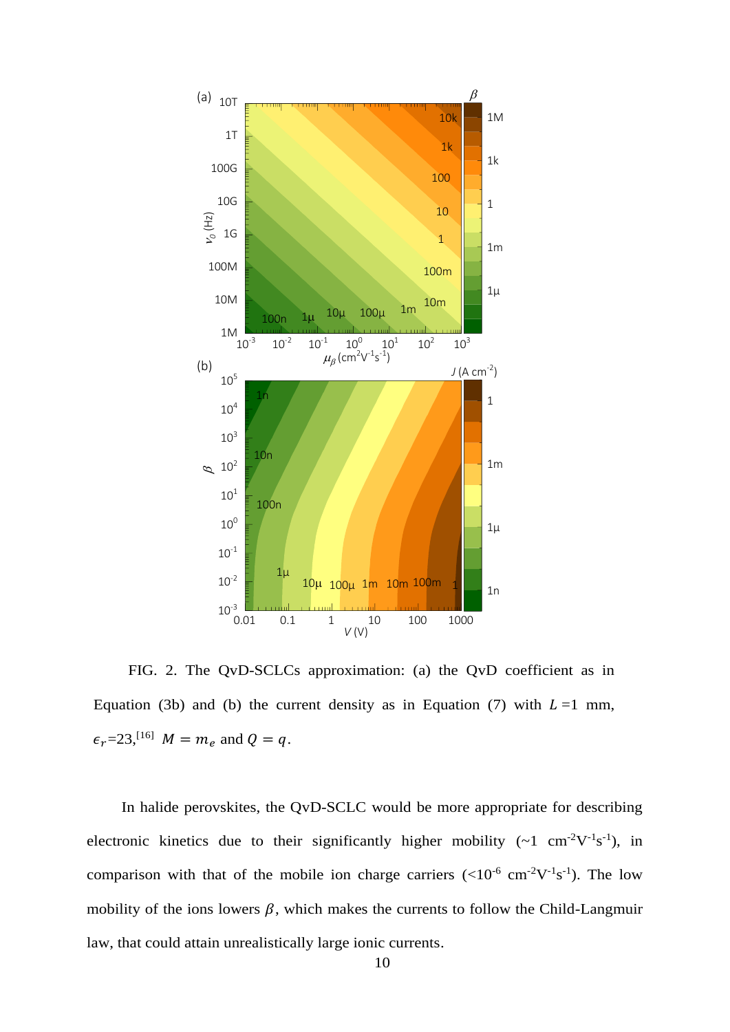FIG. 2. The QvD-SCLCs approximation: (a) the QvD coefficient as in Equation (3b) and (b) the current density as in Equation (7) with $L$ =1 mm, $\epsilon_r$=23,[16] $M = m_e$ and $Q = q$.

In halide perovskites, the QvD-SCLC would be more appropriate for describing electronic kinetics due to their significantly higher mobility (~1 $cm^{-2}V^{-1}s^{-1}$), in comparison with that of the mobile ion charge carriers (<$10^{-6}$ $cm^{-2}V^{-1}s^{-1}$). The low mobility of the ions lowers $\beta$, which makes the currents to follow the Child-Langmuir law, that could attain unrealistically large ionic currents.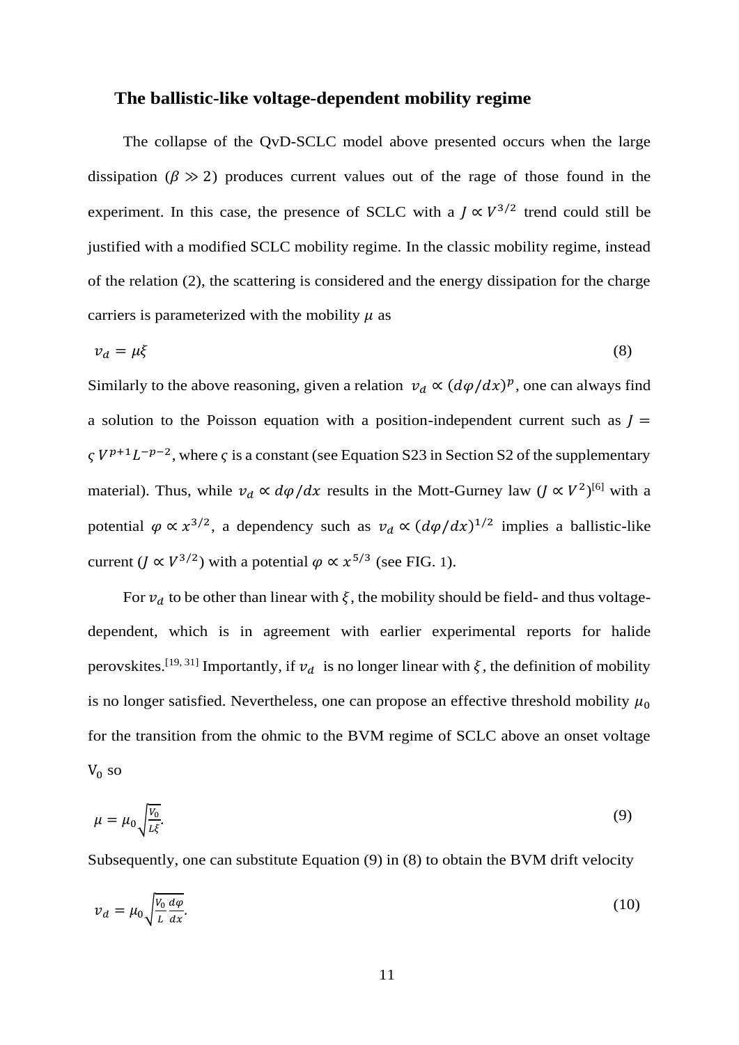## The ballistic-like voltage-dependent mobility regime

The collapse of the QvD-SCLC model above presented occurs when the large dissipation ($\beta \gg 2$) produces current values out of the rage of those found in the experiment. In this case, the presence of SCLC with a $J \propto V^{3/2}$ trend could still be justified with a modified SCLC mobility regime. In the classic mobility regime, instead of the relation (2), the scattering is considered and the energy dissipation for the charge carriers is parameterized with the mobility $\mu$ as

$$v_d = \mu\xi \tag{8}$$

Similarly to the above reasoning, given a relation $v_d \propto (d\varphi/dx)^p$, one can always find a solution to the Poisson equation with a position-independent current such as $J = \varsigma V^{p+1}L^{-p-2}$, where $\varsigma$ is a constant (see Equation S23 in Section S2 of the supplementary material). Thus, while $v_d \propto d\varphi/dx$ results in the Mott-Gurney law ($J \propto V^2$)[6] with a potential $\varphi \propto x^{3/2}$, a dependency such as $v_d \propto (d\varphi/dx)^{1/2}$ implies a ballistic-like current ($J \propto V^{3/2}$) with a potential $\varphi \propto x^{5/3}$ (see FIG. 1).

For $v_d$ to be other than linear with $\xi$, the mobility should be field- and thus voltage-dependent, which is in agreement with earlier experimental reports for halide perovskites.[19, 31] Importantly, if $v_d$ is no longer linear with $\xi$, the definition of mobility is no longer satisfied. Nevertheless, one can propose an effective threshold mobility $\mu_0$ for the transition from the ohmic to the BVM regime of SCLC above an onset voltage $V_0$ so

$$\mu = \mu_0\sqrt{\frac{V_0}{L\xi}}. \tag{9}$$

Subsequently, one can substitute Equation (9) in (8) to obtain the BVM drift velocity

$$v_d = \mu_0\sqrt{\frac{V_0}{L}\frac{d\varphi}{dx}}. \tag{10}$$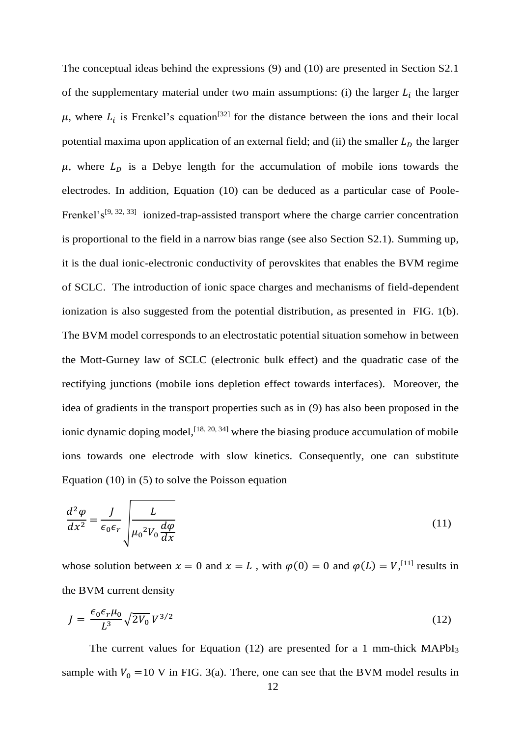The conceptual ideas behind the expressions (9) and (10) are presented in Section S2.1 of the supplementary material under two main assumptions: (i) the larger $L_i$ the larger $\mu$, where $L_i$ is Frenkel's equation[32] for the distance between the ions and their local potential maxima upon application of an external field; and (ii) the smaller $L_D$ the larger $\mu$, where $L_D$ is a Debye length for the accumulation of mobile ions towards the electrodes. In addition, Equation (10) can be deduced as a particular case of Poole-Frenkel's[9, 32, 33] ionized-trap-assisted transport where the charge carrier concentration is proportional to the field in a narrow bias range (see also Section S2.1). Summing up, it is the dual ionic-electronic conductivity of perovskites that enables the BVM regime of SCLC. The introduction of ionic space charges and mechanisms of field-dependent ionization is also suggested from the potential distribution, as presented in FIG. 1(b). The BVM model corresponds to an electrostatic potential situation somehow in between the Mott-Gurney law of SCLC (electronic bulk effect) and the quadratic case of the rectifying junctions (mobile ions depletion effect towards interfaces). Moreover, the idea of gradients in the transport properties such as in (9) has also been proposed in the ionic dynamic doping model,[18, 20, 34] where the biasing produce accumulation of mobile ions towards one electrode with slow kinetics. Consequently, one can substitute Equation (10) in (5) to solve the Poisson equation

$$\frac{d^2\varphi}{dx^2} = \frac{J}{\epsilon_0\epsilon_r}\sqrt{\frac{L}{{\mu_0}^2 V_0 \frac{d\varphi}{dx}}} \tag{11}$$

whose solution between $x = 0$ and $x = L$ , with $\varphi(0) = 0$ and $\varphi(L) = V$,[11] results in the BVM current density

$$J = \frac{\epsilon_0\epsilon_r\mu_0}{L^3}\sqrt{2V_0}\, V^{3/2} \tag{12}$$

The current values for Equation (12) are presented for a 1 mm-thick $MAPbI_3$ sample with $V_0 = 10$ V in FIG. 3(a). There, one can see that the BVM model results in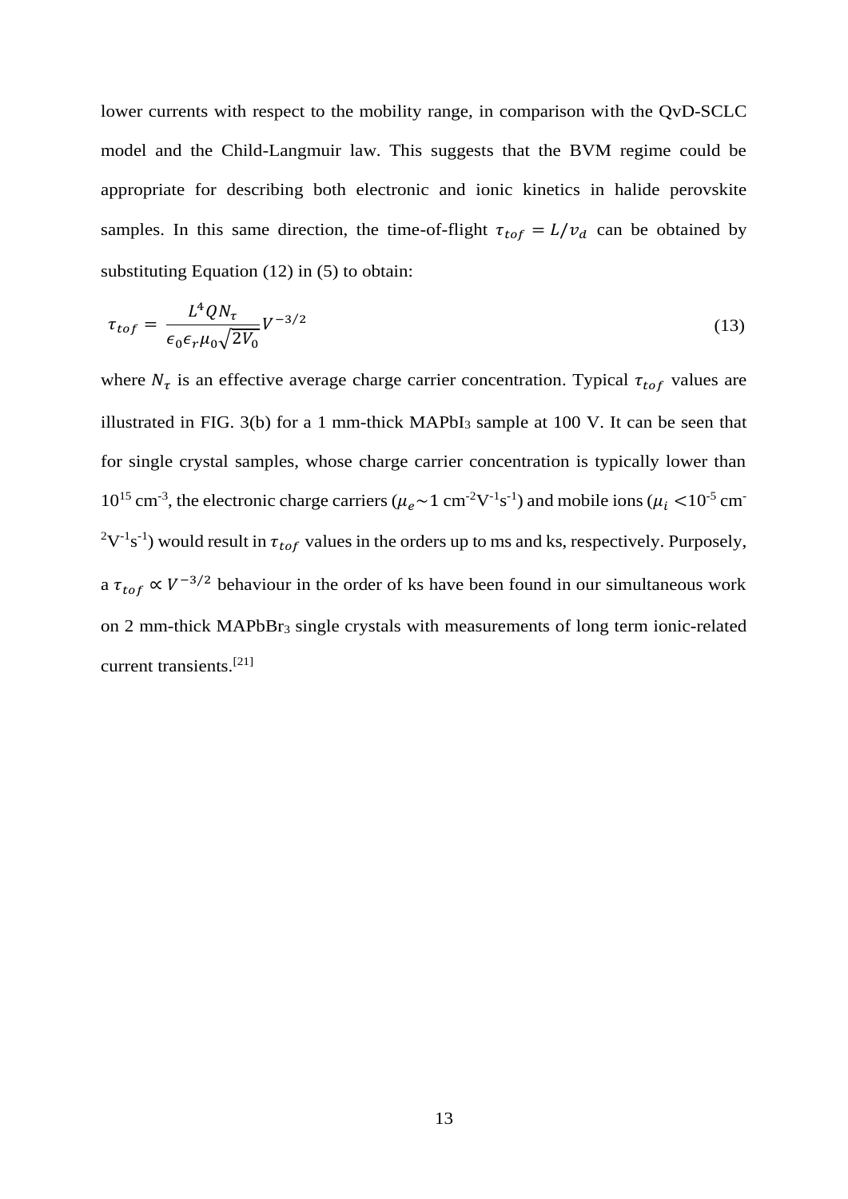lower currents with respect to the mobility range, in comparison with the QvD-SCLC model and the Child-Langmuir law. This suggests that the BVM regime could be appropriate for describing both electronic and ionic kinetics in halide perovskite samples. In this same direction, the time-of-flight $\tau_{tof} = L/v_d$ can be obtained by substituting Equation (12) in (5) to obtain:

$$\tau_{tof} = \frac{L^4 Q N_\tau}{\epsilon_0 \epsilon_r \mu_0 \sqrt{2V_0}} V^{-3/2} \tag{13}$$

where $N_\tau$ is an effective average charge carrier concentration. Typical $\tau_{tof}$ values are illustrated in FIG. 3(b) for a 1 mm-thick $MAPbI_3$ sample at 100 V. It can be seen that for single crystal samples, whose charge carrier concentration is typically lower than $10^{15}$ cm$^{-3}$, the electronic charge carriers ($\mu_e \sim 1$ cm$^{-2}$V$^{-1}$s$^{-1}$) and mobile ions ($\mu_i < 10^{-5}$ cm$^{-2}$V$^{-1}$s$^{-1}$) would result in $\tau_{tof}$ values in the orders up to ms and ks, respectively. Purposely, a $\tau_{tof} \propto V^{-3/2}$ behaviour in the order of ks have been found in our simultaneous work on 2 mm-thick $MAPbBr_3$ single crystals with measurements of long term ionic-related current transients.[21]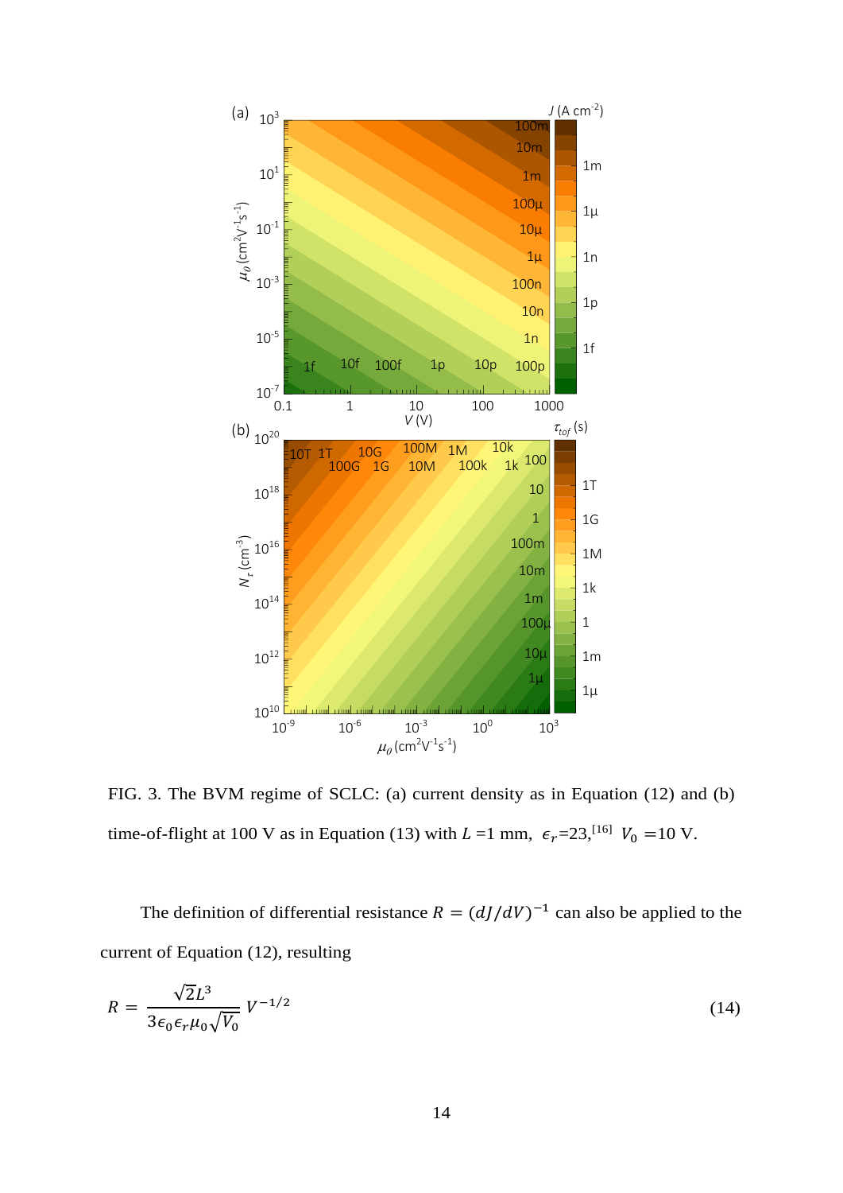FIG. 3. The BVM regime of SCLC: (a) current density as in Equation (12) and (b) time-of-flight at 100 V as in Equation (13) with $L$ =1 mm, $\epsilon_r$=23,[16] $V_0$ =10 V.

The definition of differential resistance $R = (dJ/dV)^{-1}$ can also be applied to the current of Equation (12), resulting

$$R = \frac{\sqrt{2}L^3}{3\epsilon_0\epsilon_r\mu_0\sqrt{V_0}} V^{-1/2} \tag{14}$$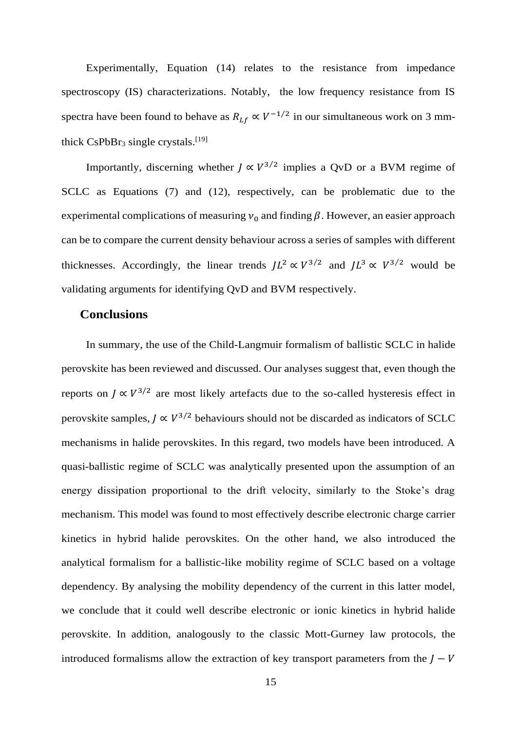Experimentally, Equation (14) relates to the resistance from impedance spectroscopy (IS) characterizations. Notably, the low frequency resistance from IS spectra have been found to behave as $R_{Lf} \propto V^{-1/2}$ in our simultaneous work on 3 mm-thick $CsPbBr_3$ single crystals.[19]

Importantly, discerning whether $J \propto V^{3/2}$ implies a QvD or a BVM regime of SCLC as Equations (7) and (12), respectively, can be problematic due to the experimental complications of measuring $\nu_0$ and finding $\beta$. However, an easier approach can be to compare the current density behaviour across a series of samples with different thicknesses. Accordingly, the linear trends $JL^2 \propto V^{3/2}$ and $JL^3 \propto V^{3/2}$ would be validating arguments for identifying QvD and BVM respectively.

## Conclusions

In summary, the use of the Child-Langmuir formalism of ballistic SCLC in halide perovskite has been reviewed and discussed. Our analyses suggest that, even though the reports on $J \propto V^{3/2}$ are most likely artefacts due to the so-called hysteresis effect in perovskite samples, $J \propto V^{3/2}$ behaviours should not be discarded as indicators of SCLC mechanisms in halide perovskites. In this regard, two models have been introduced. A quasi-ballistic regime of SCLC was analytically presented upon the assumption of an energy dissipation proportional to the drift velocity, similarly to the Stoke's drag mechanism. This model was found to most effectively describe electronic charge carrier kinetics in hybrid halide perovskites. On the other hand, we also introduced the analytical formalism for a ballistic-like mobility regime of SCLC based on a voltage dependency. By analysing the mobility dependency of the current in this latter model, we conclude that it could well describe electronic or ionic kinetics in hybrid halide perovskite. In addition, analogously to the classic Mott-Gurney law protocols, the introduced formalisms allow the extraction of key transport parameters from the $J-V$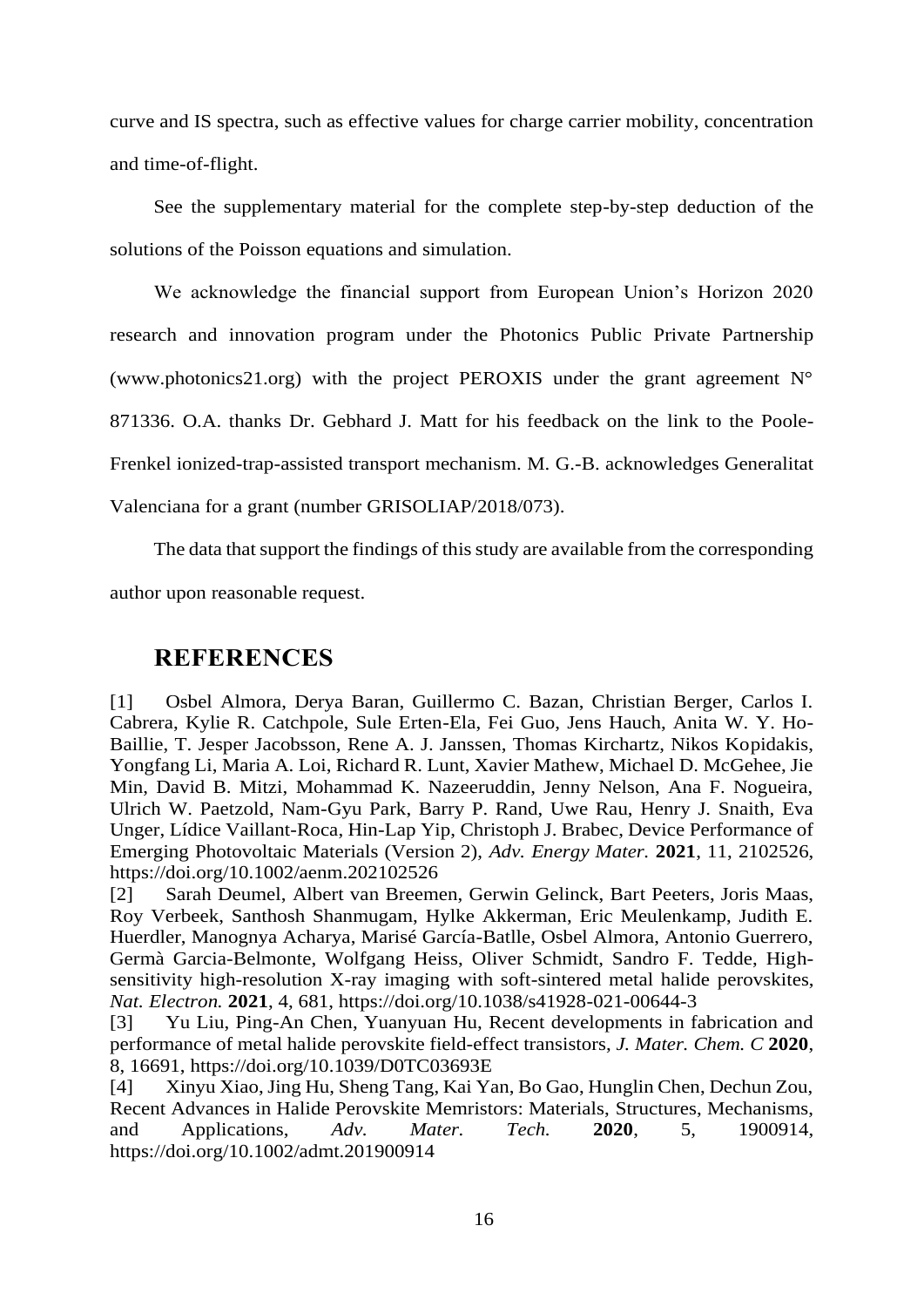curve and IS spectra, such as effective values for charge carrier mobility, concentration and time-of-flight.

See the supplementary material for the complete step-by-step deduction of the solutions of the Poisson equations and simulation.

We acknowledge the financial support from European Union's Horizon 2020 research and innovation program under the Photonics Public Private Partnership (www.photonics21.org) with the project PEROXIS under the grant agreement N° 871336. O.A. thanks Dr. Gebhard J. Matt for his feedback on the link to the Poole-Frenkel ionized-trap-assisted transport mechanism. M. G.-B. acknowledges Generalitat Valenciana for a grant (number GRISOLIAP/2018/073).

The data that support the findings of this study are available from the corresponding author upon reasonable request.

## REFERENCES

[1] Osbel Almora, Derya Baran, Guillermo C. Bazan, Christian Berger, Carlos I. Cabrera, Kylie R. Catchpole, Sule Erten-Ela, Fei Guo, Jens Hauch, Anita W. Y. Ho-Baillie, T. Jesper Jacobsson, Rene A. J. Janssen, Thomas Kirchartz, Nikos Kopidakis, Yongfang Li, Maria A. Loi, Richard R. Lunt, Xavier Mathew, Michael D. McGehee, Jie Min, David B. Mitzi, Mohammad K. Nazeeruddin, Jenny Nelson, Ana F. Nogueira, Ulrich W. Paetzold, Nam-Gyu Park, Barry P. Rand, Uwe Rau, Henry J. Snaith, Eva Unger, Lídice Vaillant-Roca, Hin-Lap Yip, Christoph J. Brabec, Device Performance of Emerging Photovoltaic Materials (Version 2), *Adv. Energy Mater.* **2021**, 11, 2102526, https://doi.org/10.1002/aenm.202102526

[2] Sarah Deumel, Albert van Breemen, Gerwin Gelinck, Bart Peeters, Joris Maas, Roy Verbeek, Santhosh Shanmugam, Hylke Akkerman, Eric Meulenkamp, Judith E. Huerdler, Manognya Acharya, Marisé García-Batlle, Osbel Almora, Antonio Guerrero, Germà Garcia-Belmonte, Wolfgang Heiss, Oliver Schmidt, Sandro F. Tedde, High-sensitivity high-resolution X-ray imaging with soft-sintered metal halide perovskites, *Nat. Electron.* **2021**, 4, 681, https://doi.org/10.1038/s41928-021-00644-3

[3] Yu Liu, Ping-An Chen, Yuanyuan Hu, Recent developments in fabrication and performance of metal halide perovskite field-effect transistors, *J. Mater. Chem. C* **2020**, 8, 16691, https://doi.org/10.1039/D0TC03693E

[4] Xinyu Xiao, Jing Hu, Sheng Tang, Kai Yan, Bo Gao, Hunglin Chen, Dechun Zou, Recent Advances in Halide Perovskite Memristors: Materials, Structures, Mechanisms, and Applications, *Adv. Mater. Tech.* **2020**, 5, 1900914, https://doi.org/10.1002/admt.201900914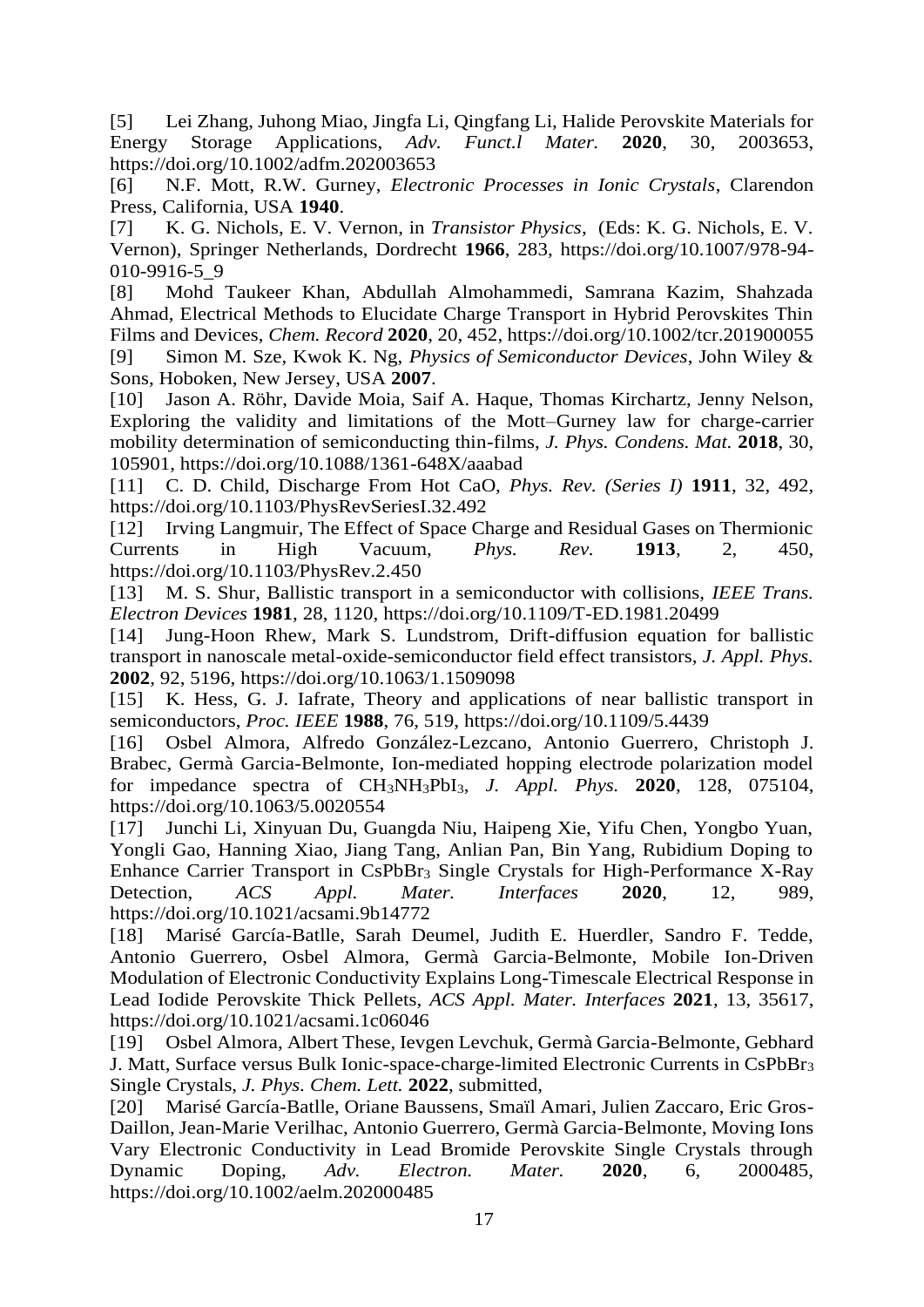[5] Lei Zhang, Juhong Miao, Jingfa Li, Qingfang Li, Halide Perovskite Materials for Energy Storage Applications, *Adv. Funct.l Mater.* **2020**, 30, 2003653, https://doi.org/10.1002/adfm.202003653

[6] N.F. Mott, R.W. Gurney, *Electronic Processes in Ionic Crystals*, Clarendon Press, California, USA **1940**.

[7] K. G. Nichols, E. V. Vernon, in *Transistor Physics*, (Eds: K. G. Nichols, E. V. Vernon), Springer Netherlands, Dordrecht **1966**, 283, https://doi.org/10.1007/978-94-010-9916-5_9

[8] Mohd Taukeer Khan, Abdullah Almohammedi, Samrana Kazim, Shahzada Ahmad, Electrical Methods to Elucidate Charge Transport in Hybrid Perovskites Thin Films and Devices, *Chem. Record* **2020**, 20, 452, https://doi.org/10.1002/tcr.201900055

[9] Simon M. Sze, Kwok K. Ng, *Physics of Semiconductor Devices*, John Wiley & Sons, Hoboken, New Jersey, USA **2007**.

[10] Jason A. Röhr, Davide Moia, Saif A. Haque, Thomas Kirchartz, Jenny Nelson, Exploring the validity and limitations of the Mott–Gurney law for charge-carrier mobility determination of semiconducting thin-films, *J. Phys. Condens. Mat.* **2018**, 30, 105901, https://doi.org/10.1088/1361-648X/aaabad

[11] C. D. Child, Discharge From Hot CaO, *Phys. Rev. (Series I)* **1911**, 32, 492, https://doi.org/10.1103/PhysRevSeriesI.32.492

[12] Irving Langmuir, The Effect of Space Charge and Residual Gases on Thermionic Currents in High Vacuum, *Phys. Rev.* **1913**, 2, 450, https://doi.org/10.1103/PhysRev.2.450

[13] M. S. Shur, Ballistic transport in a semiconductor with collisions, *IEEE Trans. Electron Devices* **1981**, 28, 1120, https://doi.org/10.1109/T-ED.1981.20499

[14] Jung-Hoon Rhew, Mark S. Lundstrom, Drift-diffusion equation for ballistic transport in nanoscale metal-oxide-semiconductor field effect transistors, *J. Appl. Phys.* **2002**, 92, 5196, https://doi.org/10.1063/1.1509098

[15] K. Hess, G. J. Iafrate, Theory and applications of near ballistic transport in semiconductors, *Proc. IEEE* **1988**, 76, 519, https://doi.org/10.1109/5.4439

[16] Osbel Almora, Alfredo González-Lezcano, Antonio Guerrero, Christoph J. Brabec, Germà Garcia-Belmonte, Ion-mediated hopping electrode polarization model for impedance spectra of $CH_3NH_3PbI_3$, *J. Appl. Phys.* **2020**, 128, 075104, https://doi.org/10.1063/5.0020554

[17] Junchi Li, Xinyuan Du, Guangda Niu, Haipeng Xie, Yifu Chen, Yongbo Yuan, Yongli Gao, Hanning Xiao, Jiang Tang, Anlian Pan, Bin Yang, Rubidium Doping to Enhance Carrier Transport in $CsPbBr_3$ Single Crystals for High-Performance X-Ray Detection, *ACS Appl. Mater. Interfaces* **2020**, 12, 989, https://doi.org/10.1021/acsami.9b14772

[18] Marisé García-Batlle, Sarah Deumel, Judith E. Huerdler, Sandro F. Tedde, Antonio Guerrero, Osbel Almora, Germà Garcia-Belmonte, Mobile Ion-Driven Modulation of Electronic Conductivity Explains Long-Timescale Electrical Response in Lead Iodide Perovskite Thick Pellets, *ACS Appl. Mater. Interfaces* **2021**, 13, 35617, https://doi.org/10.1021/acsami.1c06046

[19] Osbel Almora, Albert These, Ievgen Levchuk, Germà Garcia-Belmonte, Gebhard J. Matt, Surface versus Bulk Ionic-space-charge-limited Electronic Currents in $CsPbBr_3$ Single Crystals, *J. Phys. Chem. Lett.* **2022**, submitted,

[20] Marisé García-Batlle, Oriane Baussens, Smaïl Amari, Julien Zaccaro, Eric Gros-Daillon, Jean-Marie Verilhac, Antonio Guerrero, Germà Garcia-Belmonte, Moving Ions Vary Electronic Conductivity in Lead Bromide Perovskite Single Crystals through Dynamic Doping, *Adv. Electron. Mater.* **2020**, 6, 2000485, https://doi.org/10.1002/aelm.202000485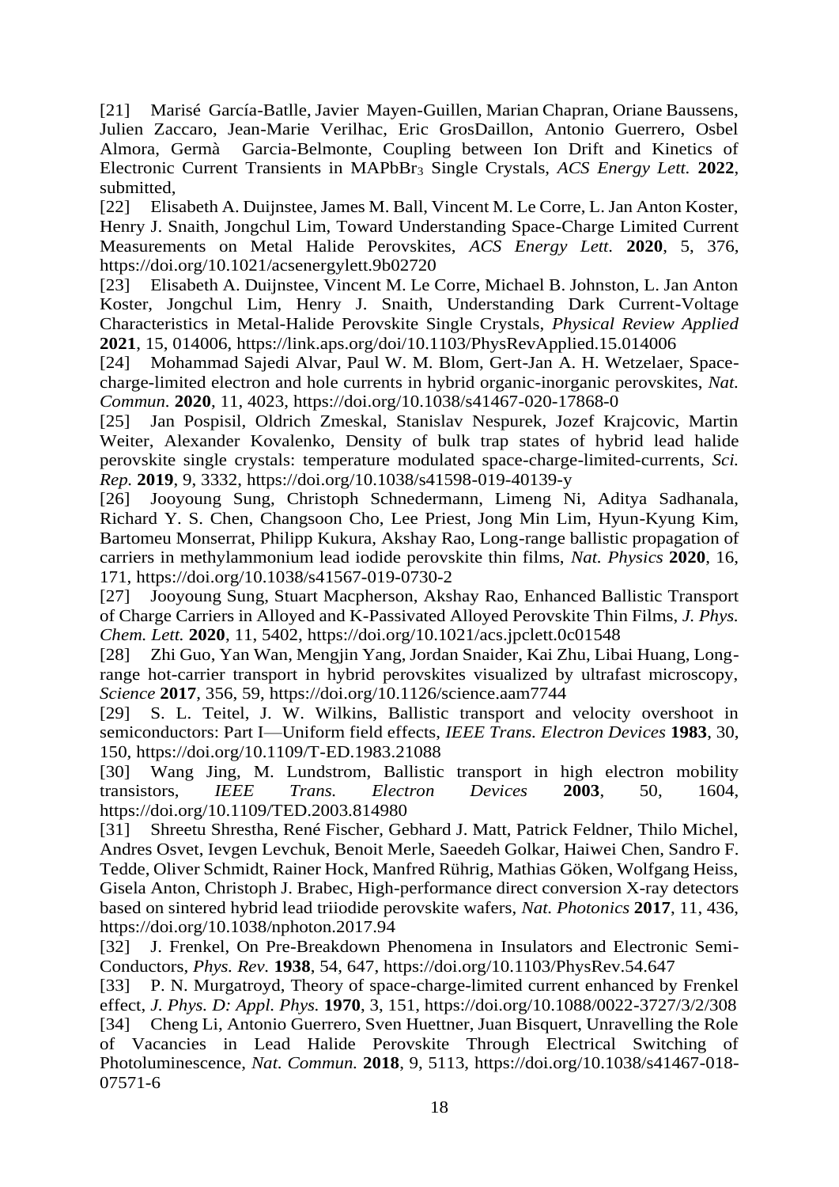[21] Marisé García-Batlle, Javier Mayen-Guillen, Marian Chapran, Oriane Baussens, Julien Zaccaro, Jean-Marie Verilhac, Eric GrosDaillon, Antonio Guerrero, Osbel Almora, Germà Garcia-Belmonte, Coupling between Ion Drift and Kinetics of Electronic Current Transients in $MAPbBr_3$ Single Crystals, *ACS Energy Lett.* **2022**, submitted,

[22] Elisabeth A. Duijnstee, James M. Ball, Vincent M. Le Corre, L. Jan Anton Koster, Henry J. Snaith, Jongchul Lim, Toward Understanding Space-Charge Limited Current Measurements on Metal Halide Perovskites, *ACS Energy Lett.* **2020**, 5, 376, https://doi.org/10.1021/acsenergylett.9b02720

[23] Elisabeth A. Duijnstee, Vincent M. Le Corre, Michael B. Johnston, L. Jan Anton Koster, Jongchul Lim, Henry J. Snaith, Understanding Dark Current-Voltage Characteristics in Metal-Halide Perovskite Single Crystals, *Physical Review Applied* **2021**, 15, 014006, https://link.aps.org/doi/10.1103/PhysRevApplied.15.014006

[24] Mohammad Sajedi Alvar, Paul W. M. Blom, Gert-Jan A. H. Wetzelaer, Space-charge-limited electron and hole currents in hybrid organic-inorganic perovskites, *Nat. Commun.* **2020**, 11, 4023, https://doi.org/10.1038/s41467-020-17868-0

[25] Jan Pospisil, Oldrich Zmeskal, Stanislav Nespurek, Jozef Krajcovic, Martin Weiter, Alexander Kovalenko, Density of bulk trap states of hybrid lead halide perovskite single crystals: temperature modulated space-charge-limited-currents, *Sci. Rep.* **2019**, 9, 3332, https://doi.org/10.1038/s41598-019-40139-y

[26] Jooyoung Sung, Christoph Schnedermann, Limeng Ni, Aditya Sadhanala, Richard Y. S. Chen, Changsoon Cho, Lee Priest, Jong Min Lim, Hyun-Kyung Kim, Bartomeu Monserrat, Philipp Kukura, Akshay Rao, Long-range ballistic propagation of carriers in methylammonium lead iodide perovskite thin films, *Nat. Physics* **2020**, 16, 171, https://doi.org/10.1038/s41567-019-0730-2

[27] Jooyoung Sung, Stuart Macpherson, Akshay Rao, Enhanced Ballistic Transport of Charge Carriers in Alloyed and K-Passivated Alloyed Perovskite Thin Films, *J. Phys. Chem. Lett.* **2020**, 11, 5402, https://doi.org/10.1021/acs.jpclett.0c01548

[28] Zhi Guo, Yan Wan, Mengjin Yang, Jordan Snaider, Kai Zhu, Libai Huang, Long-range hot-carrier transport in hybrid perovskites visualized by ultrafast microscopy, *Science* **2017**, 356, 59, https://doi.org/10.1126/science.aam7744

[29] S. L. Teitel, J. W. Wilkins, Ballistic transport and velocity overshoot in semiconductors: Part I—Uniform field effects, *IEEE Trans. Electron Devices* **1983**, 30, 150, https://doi.org/10.1109/T-ED.1983.21088

[30] Wang Jing, M. Lundstrom, Ballistic transport in high electron mobility transistors, *IEEE Trans. Electron Devices* **2003**, 50, 1604, https://doi.org/10.1109/TED.2003.814980

[31] Shreetu Shrestha, René Fischer, Gebhard J. Matt, Patrick Feldner, Thilo Michel, Andres Osvet, Ievgen Levchuk, Benoit Merle, Saeedeh Golkar, Haiwei Chen, Sandro F. Tedde, Oliver Schmidt, Rainer Hock, Manfred Rührig, Mathias Göken, Wolfgang Heiss, Gisela Anton, Christoph J. Brabec, High-performance direct conversion X-ray detectors based on sintered hybrid lead triiodide perovskite wafers, *Nat. Photonics* **2017**, 11, 436, https://doi.org/10.1038/nphoton.2017.94

[32] J. Frenkel, On Pre-Breakdown Phenomena in Insulators and Electronic Semi-Conductors, *Phys. Rev.* **1938**, 54, 647, https://doi.org/10.1103/PhysRev.54.647

[33] P. N. Murgatroyd, Theory of space-charge-limited current enhanced by Frenkel effect, *J. Phys. D: Appl. Phys.* **1970**, 3, 151, https://doi.org/10.1088/0022-3727/3/2/308

[34] Cheng Li, Antonio Guerrero, Sven Huettner, Juan Bisquert, Unravelling the Role of Vacancies in Lead Halide Perovskite Through Electrical Switching of Photoluminescence, *Nat. Commun.* **2018**, 9, 5113, https://doi.org/10.1038/s41467-018-07571-6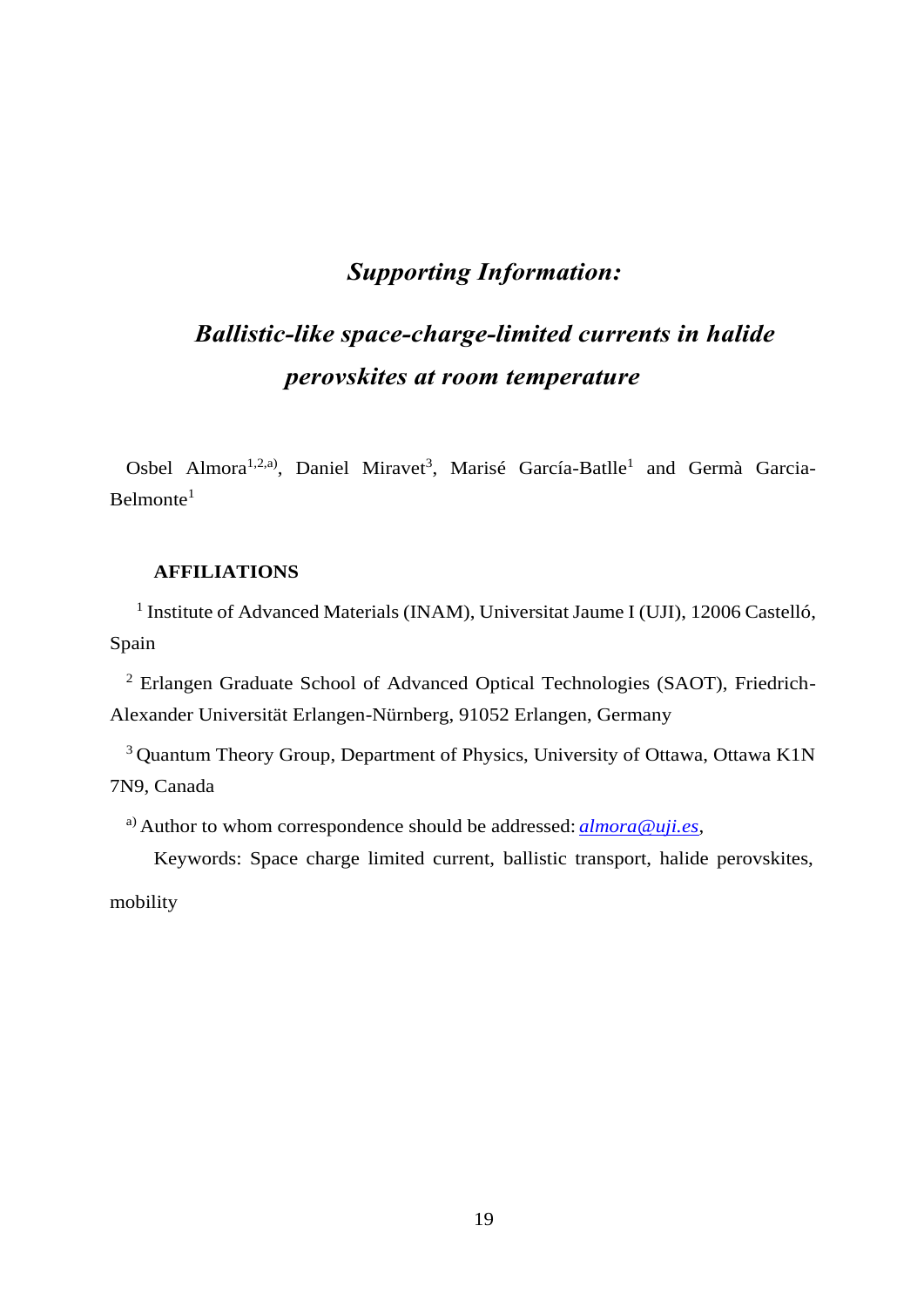# *Supporting Information:*

# *Ballistic-like space-charge-limited currents in halide perovskites at room temperature*

Osbel Almora[1,2,a)], Daniel Miravet[3], Marisé García-Batlle[1] and Germà Garcia-Belmonte[1]

**AFFILIATIONS**

[1] Institute of Advanced Materials (INAM), Universitat Jaume I (UJI), 12006 Castelló, Spain

[2] Erlangen Graduate School of Advanced Optical Technologies (SAOT), Friedrich-Alexander Universität Erlangen-Nürnberg, 91052 Erlangen, Germany

[3] Quantum Theory Group, Department of Physics, University of Ottawa, Ottawa K1N 7N9, Canada

[a)] Author to whom correspondence should be addressed: *almora@uji.es*,

Keywords: Space charge limited current, ballistic transport, halide perovskites, mobility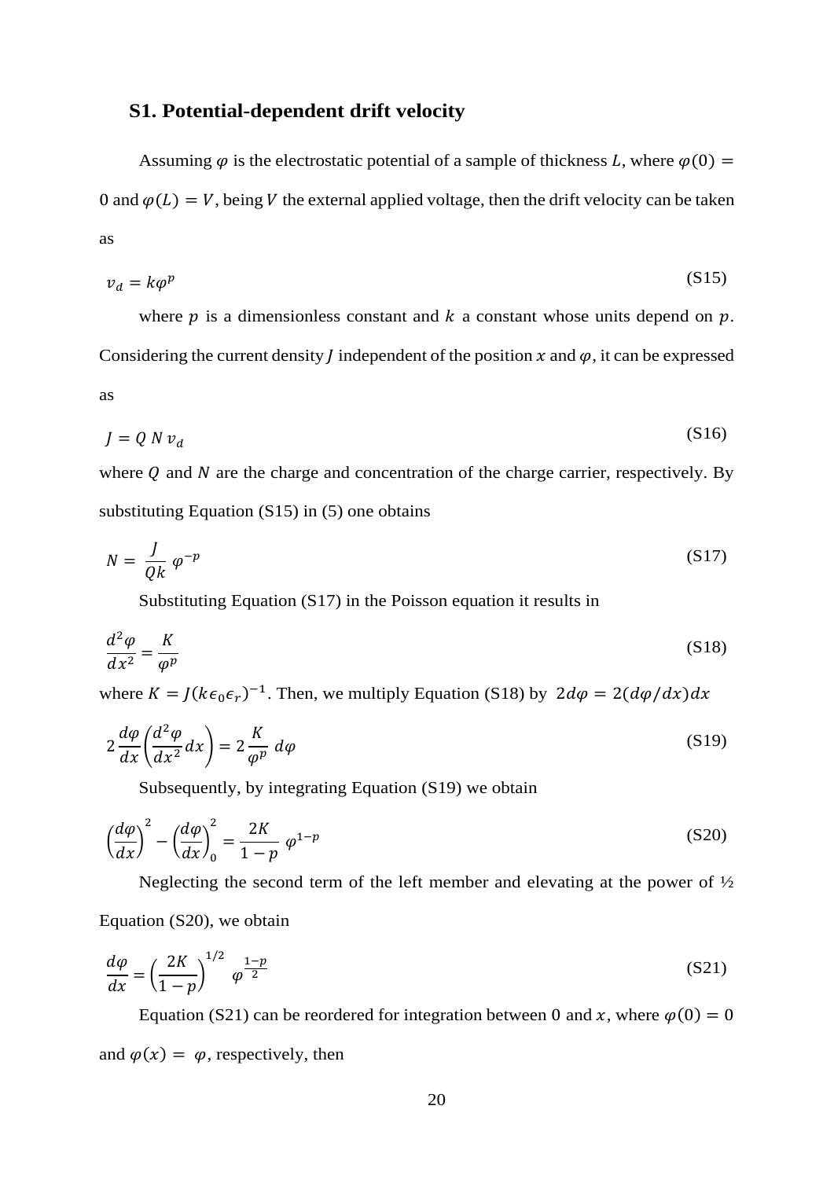## S1. Potential-dependent drift velocity

Assuming $\varphi$ is the electrostatic potential of a sample of thickness $L$, where $\varphi(0) = 0$ and $\varphi(L) = V$, being $V$ the external applied voltage, then the drift velocity can be taken as

$$v_d = k\varphi^p \tag{S15}$$

where $p$ is a dimensionless constant and $k$ a constant whose units depend on $p$. Considering the current density $J$ independent of the position $x$ and $\varphi$, it can be expressed as

$$J = Q\,N\,v_d \tag{S16}$$

where $Q$ and $N$ are the charge and concentration of the charge carrier, respectively. By substituting Equation (S15) in (5) one obtains

$$N = \frac{J}{Qk}\,\varphi^{-p} \tag{S17}$$

Substituting Equation (S17) in the Poisson equation it results in

$$\frac{d^2\varphi}{dx^2} = \frac{K}{\varphi^p} \tag{S18}$$

where $K = J(k\epsilon_0\epsilon_r)^{-1}$. Then, we multiply Equation (S18) by $2d\varphi = 2(d\varphi/dx)dx$

$$2\frac{d\varphi}{dx}\left(\frac{d^2\varphi}{dx^2}dx\right) = 2\frac{K}{\varphi^p}\,d\varphi \tag{S19}$$

Subsequently, by integrating Equation (S19) we obtain

$$\left(\frac{d\varphi}{dx}\right)^2 - \left(\frac{d\varphi}{dx}\right)_0^2 = \frac{2K}{1-p}\,\varphi^{1-p} \tag{S20}$$

Neglecting the second term of the left member and elevating at the power of ½ Equation (S20), we obtain

$$\frac{d\varphi}{dx} = \left(\frac{2K}{1-p}\right)^{1/2}\,\varphi^{\frac{1-p}{2}} \tag{S21}$$

Equation (S21) can be reordered for integration between 0 and $x$, where $\varphi(0) = 0$ and $\varphi(x) = \varphi$, respectively, then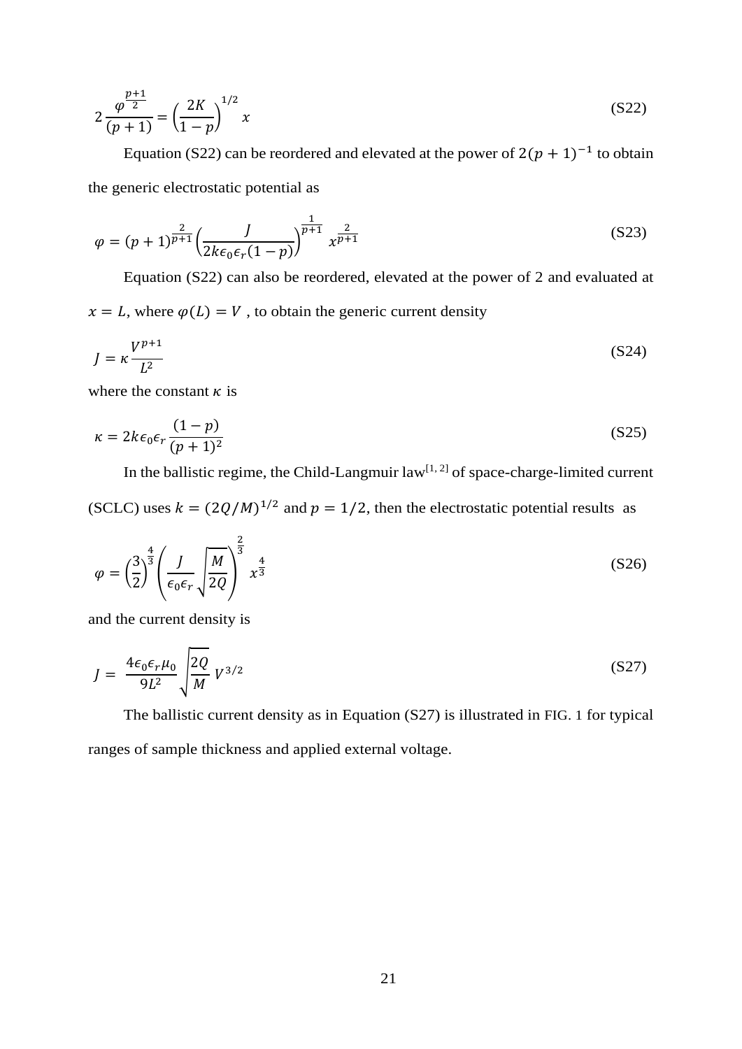$$2\frac{\varphi^{\frac{p+1}{2}}}{(p+1)} = \left(\frac{2K}{1-p}\right)^{1/2} x \tag{S22}$$

Equation (S22) can be reordered and elevated at the power of $2(p+1)^{-1}$ to obtain the generic electrostatic potential as

$$\varphi = (p+1)^{\frac{2}{p+1}} \left(\frac{J}{2k\epsilon_0\epsilon_r(1-p)}\right)^{\frac{1}{p+1}} x^{\frac{2}{p+1}} \tag{S23}$$

Equation (S22) can also be reordered, elevated at the power of 2 and evaluated at $x = L$, where $\varphi(L) = V$ , to obtain the generic current density

$$J = \kappa \frac{V^{p+1}}{L^2} \tag{S24}$$

where the constant $\kappa$ is

$$\kappa = 2k\epsilon_0\epsilon_r \frac{(1-p)}{(p+1)^2} \tag{S25}$$

In the ballistic regime, the Child-Langmuir law[1, 2] of space-charge-limited current (SCLC) uses $k = (2Q/M)^{1/2}$ and $p = 1/2$, then the electrostatic potential results as

$$\varphi = \left(\frac{3}{2}\right)^{\frac{4}{3}} \left(\frac{J}{\epsilon_0\epsilon_r}\sqrt{\frac{M}{2Q}}\right)^{\frac{2}{3}} x^{\frac{4}{3}} \tag{S26}$$

and the current density is

$$J = \frac{4\epsilon_0\epsilon_r\mu_0}{9L^2}\sqrt{\frac{2Q}{M}}\, V^{3/2} \tag{S27}$$

The ballistic current density as in Equation (S27) is illustrated in FIG. 1 for typical ranges of sample thickness and applied external voltage.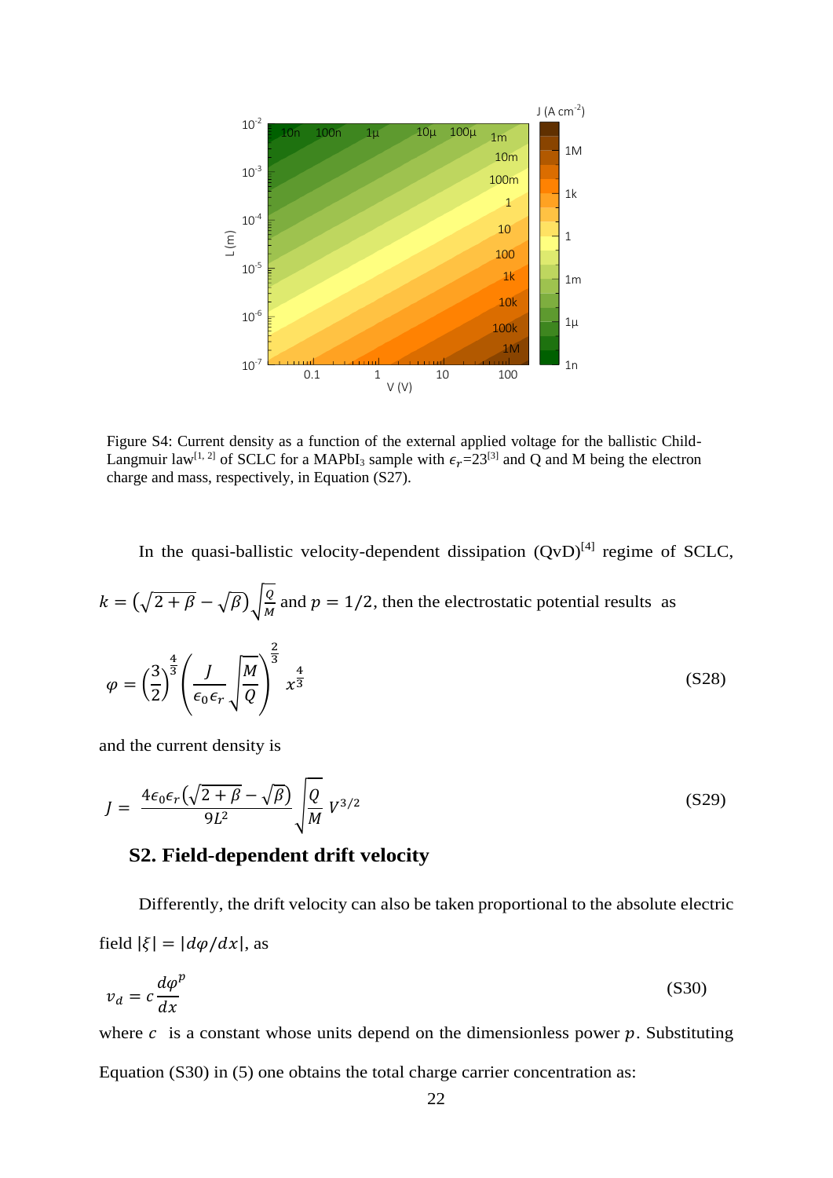Figure S4: Current density as a function of the external applied voltage for the ballistic Child-Langmuir law[1, 2] of SCLC for a $MAPbI_3$ sample with $\epsilon_r$=23[3] and Q and M being the electron charge and mass, respectively, in Equation (S27).

In the quasi-ballistic velocity-dependent dissipation (QvD)[4] regime of SCLC, $k = \left(\sqrt{2+\beta} - \sqrt{\beta}\right)\sqrt{\frac{Q}{M}}$ and $p = 1/2$, then the electrostatic potential results as

$$\varphi = \left(\frac{3}{2}\right)^{\frac{4}{3}} \left(\frac{J}{\epsilon_0 \epsilon_r}\sqrt{\frac{M}{Q}}\right)^{\frac{2}{3}} x^{\frac{4}{3}} \tag{S28}$$

and the current density is

$$J = \frac{4\epsilon_0 \epsilon_r \left(\sqrt{2+\beta} - \sqrt{\beta}\right)}{9L^2} \sqrt{\frac{Q}{M}}\, V^{3/2} \tag{S29}$$

## S2. Field-dependent drift velocity

Differently, the drift velocity can also be taken proportional to the absolute electric field $|\xi| = |d\varphi/dx|$, as

$$v_d = c\frac{d\varphi^p}{dx} \tag{S30}$$

where $c$ is a constant whose units depend on the dimensionless power $p$. Substituting Equation (S30) in (5) one obtains the total charge carrier concentration as: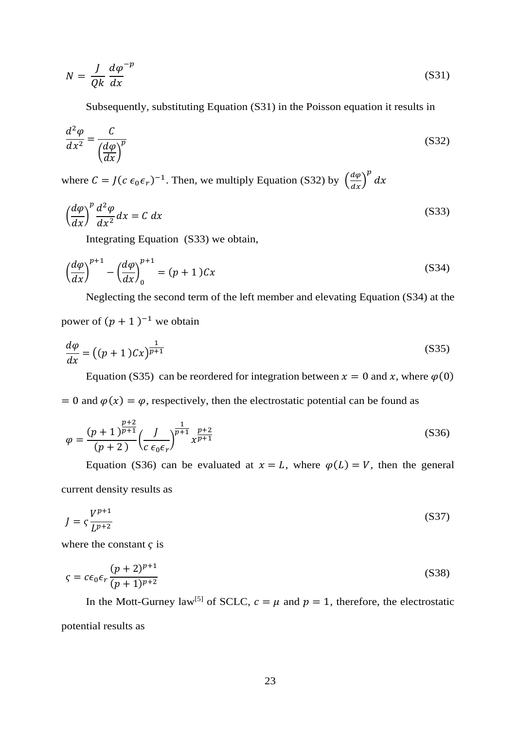$$N = \frac{J}{Qk} \frac{d\varphi}{dx}^{-p} \tag{S31}$$

Subsequently, substituting Equation (S31) in the Poisson equation it results in

$$\frac{d^2\varphi}{dx^2} = \frac{C}{\left(\frac{d\varphi}{dx}\right)^p} \tag{S32}$$

where $C = J(c\,\epsilon_0\epsilon_r)^{-1}$. Then, we multiply Equation (S32) by $\left(\frac{d\varphi}{dx}\right)^p dx$

$$\left(\frac{d\varphi}{dx}\right)^p \frac{d^2\varphi}{dx^2} dx = C\ dx \tag{S33}$$

Integrating Equation (S33) we obtain,

$$\left(\frac{d\varphi}{dx}\right)^{p+1} - \left(\frac{d\varphi}{dx}\right)_0^{p+1} = (p+1)Cx \tag{S34}$$

Neglecting the second term of the left member and elevating Equation (S34) at the power of $(p+1)^{-1}$ we obtain

$$\frac{d\varphi}{dx} = \left((p+1)Cx\right)^{\frac{1}{p+1}} \tag{S35}$$

Equation (S35) can be reordered for integration between $x = 0$ and $x$, where $\varphi(0) = 0$ and $\varphi(x) = \varphi$, respectively, then the electrostatic potential can be found as

$$\varphi = \frac{(p+1)^{\frac{p+2}{p+1}}}{(p+2)} \left(\frac{J}{c\,\epsilon_0\epsilon_r}\right)^{\frac{1}{p+1}} x^{\frac{p+2}{p+1}} \tag{S36}$$

Equation (S36) can be evaluated at $x = L$, where $\varphi(L) = V$, then the general current density results as

$$J = \varsigma \frac{V^{p+1}}{L^{p+2}} \tag{S37}$$

where the constant $\varsigma$ is

$$\varsigma = c\epsilon_0\epsilon_r \frac{(p+2)^{p+1}}{(p+1)^{p+2}} \tag{S38}$$

In the Mott-Gurney law[5] of SCLC, $c = \mu$ and $p = 1$, therefore, the electrostatic potential results as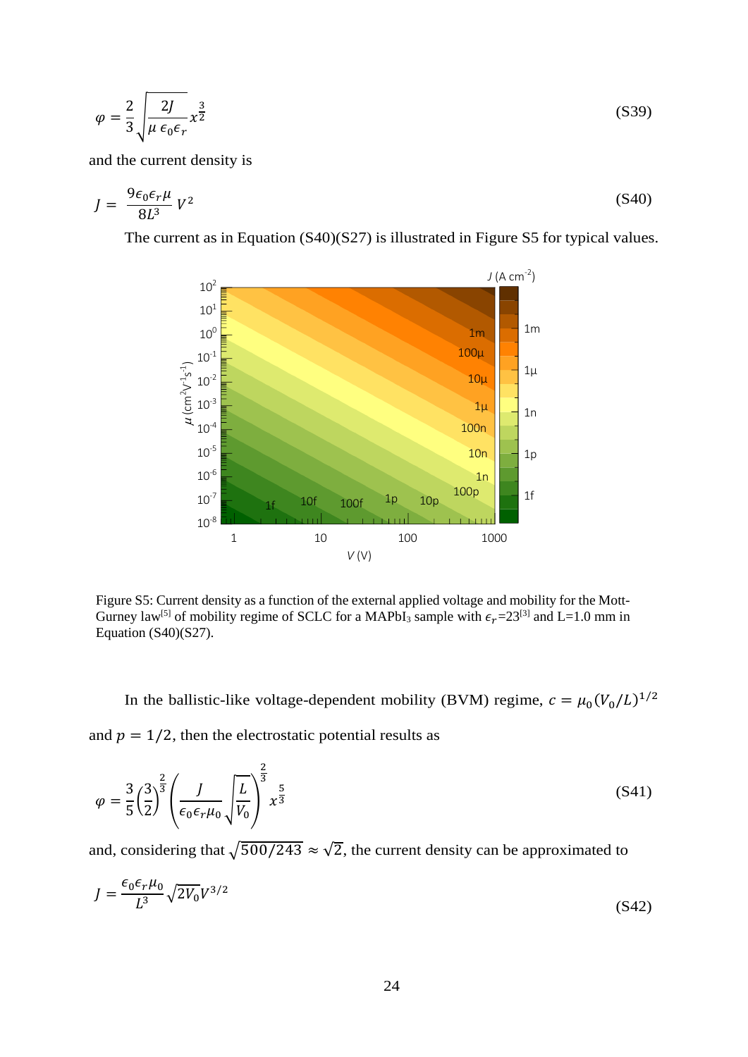$$\varphi = \frac{2}{3}\sqrt{\frac{2J}{\mu\,\epsilon_0\epsilon_r}}\,x^{\frac{3}{2}} \tag{S39}$$

and the current density is

$$J = \frac{9\epsilon_0\epsilon_r\mu}{8L^3}\,V^2 \tag{S40}$$

The current as in Equation (S40)(S27) is illustrated in Figure S5 for typical values.

Figure S5: Current density as a function of the external applied voltage and mobility for the Mott-Gurney law[5] of mobility regime of SCLC for a $MAPbI_3$ sample with $\epsilon_r$=23[3] and L=1.0 mm in Equation (S40)(S27).

In the ballistic-like voltage-dependent mobility (BVM) regime, $c = \mu_0(V_0/L)^{1/2}$ and $p = 1/2$, then the electrostatic potential results as

$$\varphi = \frac{3}{5}\left(\frac{3}{2}\right)^{\frac{2}{3}}\left(\frac{J}{\epsilon_0\epsilon_r\mu_0}\sqrt{\frac{L}{V_0}}\right)^{\frac{2}{3}} x^{\frac{5}{3}} \tag{S41}$$

and, considering that $\sqrt{500/243} \approx \sqrt{2}$, the current density can be approximated to

$$J = \frac{\epsilon_0\epsilon_r\mu_0}{L^3}\sqrt{2V_0}\,V^{3/2} \tag{S42}$$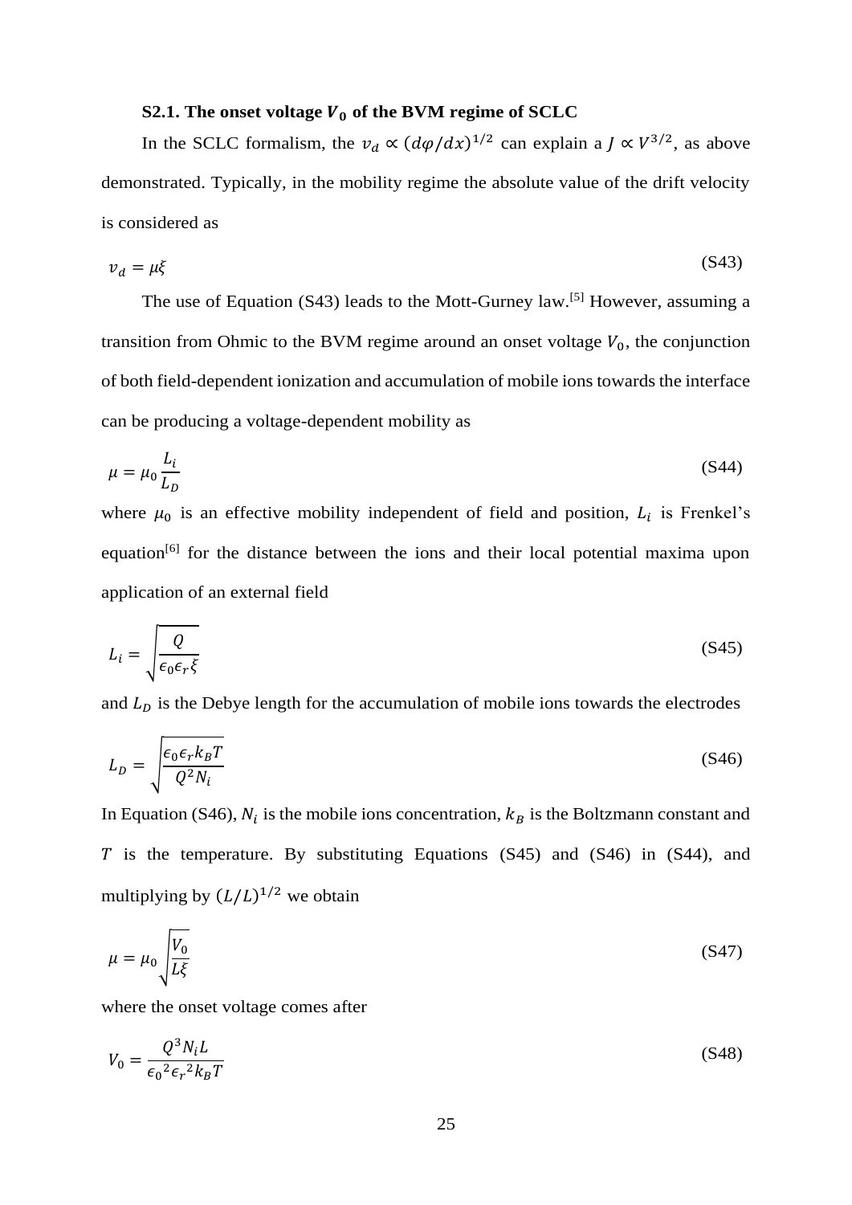### S2.1. The onset voltage $V_0$ of the BVM regime of SCLC

In the SCLC formalism, the $v_d \propto (d\varphi/dx)^{1/2}$ can explain a $J \propto V^{3/2}$, as above demonstrated. Typically, in the mobility regime the absolute value of the drift velocity is considered as

$$v_d = \mu\xi \tag{S43}$$

The use of Equation (S43) leads to the Mott-Gurney law.[5] However, assuming a transition from Ohmic to the BVM regime around an onset voltage $V_0$, the conjunction of both field-dependent ionization and accumulation of mobile ions towards the interface can be producing a voltage-dependent mobility as

$$\mu = \mu_0 \frac{L_i}{L_D} \tag{S44}$$

where $\mu_0$ is an effective mobility independent of field and position, $L_i$ is Frenkel's equation[6] for the distance between the ions and their local potential maxima upon application of an external field

$$L_i = \sqrt{\frac{Q}{\epsilon_0 \epsilon_r \xi}} \tag{S45}$$

and $L_D$ is the Debye length for the accumulation of mobile ions towards the electrodes

$$L_D = \sqrt{\frac{\epsilon_0 \epsilon_r k_B T}{Q^2 N_i}} \tag{S46}$$

In Equation (S46), $N_i$ is the mobile ions concentration, $k_B$ is the Boltzmann constant and $T$ is the temperature. By substituting Equations (S45) and (S46) in (S44), and multiplying by $(L/L)^{1/2}$ we obtain

$$\mu = \mu_0 \sqrt{\frac{V_0}{L\xi}} \tag{S47}$$

where the onset voltage comes after

$$V_0 = \frac{Q^3 N_i L}{{\epsilon_0}^2 {\epsilon_r}^2 k_B T} \tag{S48}$$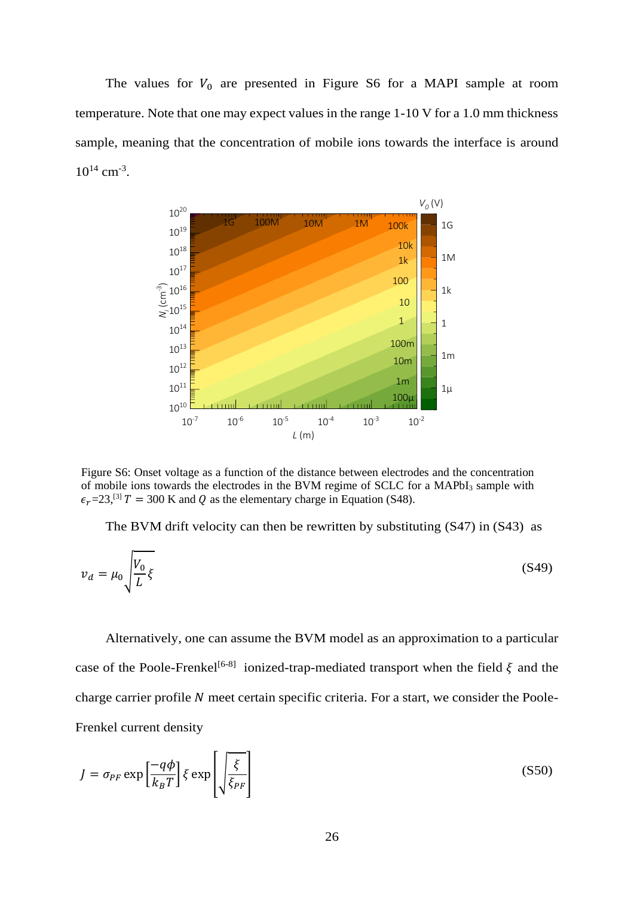The values for $V_0$ are presented in Figure S6 for a MAPI sample at room temperature. Note that one may expect values in the range 1-10 V for a 1.0 mm thickness sample, meaning that the concentration of mobile ions towards the interface is around $10^{14}$ cm$^{-3}$.

Figure S6: Onset voltage as a function of the distance between electrodes and the concentration of mobile ions towards the electrodes in the BVM regime of SCLC for a $MAPbI_3$ sample with $\epsilon_r$=23,[3] $T = 300$ K and $Q$ as the elementary charge in Equation (S48).

The BVM drift velocity can then be rewritten by substituting (S47) in (S43) as

$$v_d = \mu_0 \sqrt{\frac{V_0}{L}\xi} \tag{S49}$$

Alternatively, one can assume the BVM model as an approximation to a particular case of the Poole-Frenkel[6-8] ionized-trap-mediated transport when the field $\xi$ and the charge carrier profile $N$ meet certain specific criteria. For a start, we consider the Poole-Frenkel current density

$$J = \sigma_{PF} \exp\left[\frac{-q\phi}{k_B T}\right] \xi \exp\left[\sqrt{\frac{\xi}{\xi_{PF}}}\right] \tag{S50}$$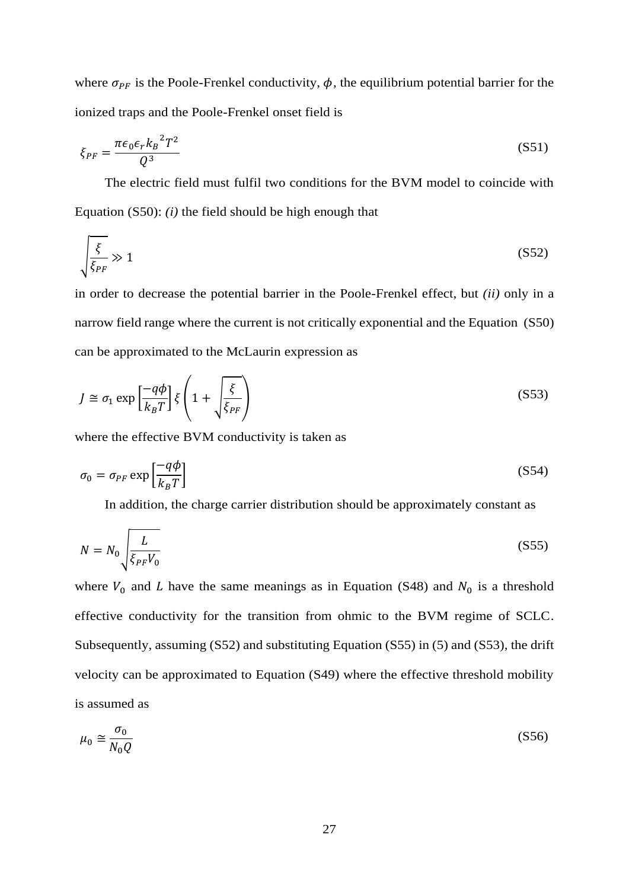where $\sigma_{PF}$ is the Poole-Frenkel conductivity, $\phi$, the equilibrium potential barrier for the ionized traps and the Poole-Frenkel onset field is

$$\xi_{PF} = \frac{\pi \epsilon_0 \epsilon_r {k_B}^2 T^2}{Q^3} \tag{S51}$$

The electric field must fulfil two conditions for the BVM model to coincide with Equation (S50): *(i)* the field should be high enough that

$$\sqrt{\frac{\xi}{\xi_{PF}}} \gg 1 \tag{S52}$$

in order to decrease the potential barrier in the Poole-Frenkel effect, but *(ii)* only in a narrow field range where the current is not critically exponential and the Equation (S50) can be approximated to the McLaurin expression as

$$J \cong \sigma_1 \exp\left[\frac{-q\phi}{k_B T}\right] \xi \left(1 + \sqrt{\frac{\xi}{\xi_{PF}}}\right) \tag{S53}$$

where the effective BVM conductivity is taken as

$$\sigma_0 = \sigma_{PF} \exp\left[\frac{-q\phi}{k_B T}\right] \tag{S54}$$

In addition, the charge carrier distribution should be approximately constant as

$$N = N_0 \sqrt{\frac{L}{\xi_{PF} V_0}} \tag{S55}$$

where $V_0$ and $L$ have the same meanings as in Equation (S48) and $N_0$ is a threshold effective conductivity for the transition from ohmic to the BVM regime of SCLC. Subsequently, assuming (S52) and substituting Equation (S55) in (5) and (S53), the drift velocity can be approximated to Equation (S49) where the effective threshold mobility is assumed as

$$\mu_0 \cong \frac{\sigma_0}{N_0 Q} \tag{S56}$$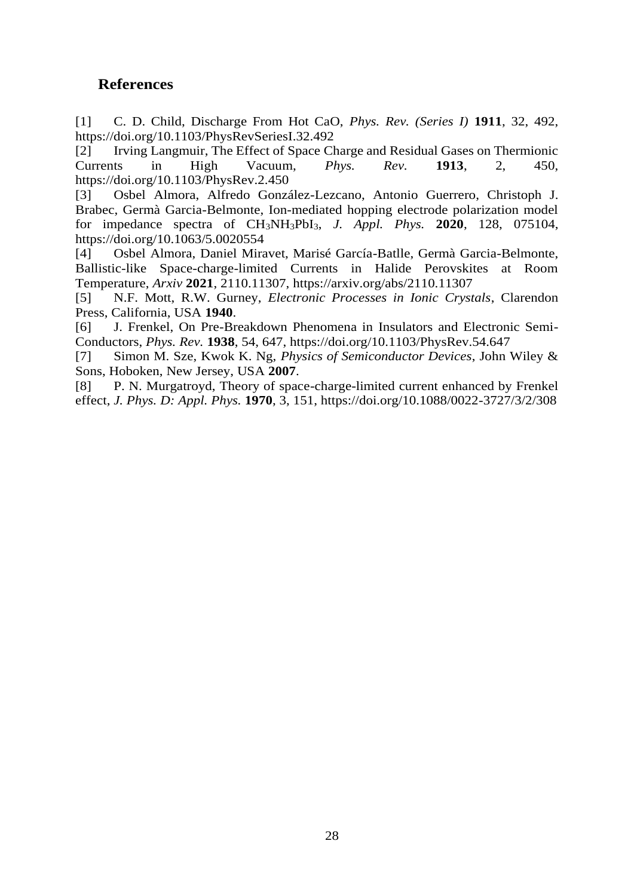## References

[1] C. D. Child, Discharge From Hot CaO, *Phys. Rev. (Series I)* **1911**, 32, 492, https://doi.org/10.1103/PhysRevSeriesI.32.492

[2] Irving Langmuir, The Effect of Space Charge and Residual Gases on Thermionic Currents in High Vacuum, *Phys. Rev.* **1913**, 2, 450, https://doi.org/10.1103/PhysRev.2.450

[3] Osbel Almora, Alfredo González-Lezcano, Antonio Guerrero, Christoph J. Brabec, Germà Garcia-Belmonte, Ion-mediated hopping electrode polarization model for impedance spectra of $CH_3NH_3PbI_3$, *J. Appl. Phys.* **2020**, 128, 075104, https://doi.org/10.1063/5.0020554

[4] Osbel Almora, Daniel Miravet, Marisé García-Batlle, Germà Garcia-Belmonte, Ballistic-like Space-charge-limited Currents in Halide Perovskites at Room Temperature, *Arxiv* **2021**, 2110.11307, https://arxiv.org/abs/2110.11307

[5] N.F. Mott, R.W. Gurney, *Electronic Processes in Ionic Crystals*, Clarendon Press, California, USA **1940**.

[6] J. Frenkel, On Pre-Breakdown Phenomena in Insulators and Electronic Semi-Conductors, *Phys. Rev.* **1938**, 54, 647, https://doi.org/10.1103/PhysRev.54.647

[7] Simon M. Sze, Kwok K. Ng, *Physics of Semiconductor Devices*, John Wiley & Sons, Hoboken, New Jersey, USA **2007**.

[8] P. N. Murgatroyd, Theory of space-charge-limited current enhanced by Frenkel effect, *J. Phys. D: Appl. Phys.* **1970**, 3, 151, https://doi.org/10.1088/0022-3727/3/2/308